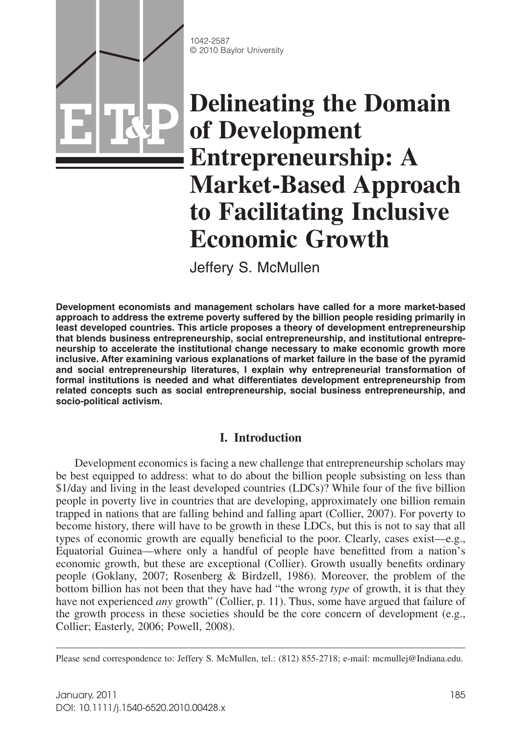# Delineating the Domain of Development Entrepreneurship: A Market-Based Approach to Facilitating Inclusive Economic Growth

Jeffery S. McMullen

**Development economists and management scholars have called for a more market-based approach to address the extreme poverty suffered by the billion people residing primarily in least developed countries. This article proposes a theory of development entrepreneurship that blends business entrepreneurship, social entrepreneurship, and institutional entrepreneurship to accelerate the institutional change necessary to make economic growth more inclusive. After examining various explanations of market failure in the base of the pyramid and social entrepreneurship literatures, I explain why entrepreneurial transformation of formal institutions is needed and what differentiates development entrepreneurship from related concepts such as social entrepreneurship, social business entrepreneurship, and socio-political activism.**

## I. Introduction

Development economics is facing a new challenge that entrepreneurship scholars may be best equipped to address: what to do about the billion people subsisting on less than $1/day and living in the least developed countries (LDCs)? While four of the five billion people in poverty live in countries that are developing, approximately one billion remain trapped in nations that are falling behind and falling apart (Collier, 2007). For poverty to become history, there will have to be growth in these LDCs, but this is not to say that all types of economic growth are equally beneficial to the poor. Clearly, cases exist—e.g., Equatorial Guinea—where only a handful of people have benefitted from a nation's economic growth, but these are exceptional (Collier). Growth usually benefits ordinary people (Goklany, 2007; Rosenberg & Birdzell, 1986). Moreover, the problem of the bottom billion has not been that they have had "the wrong *type* of growth, it is that they have not experienced *any* growth" (Collier, p. 11). Thus, some have argued that failure of the growth process in these societies should be the core concern of development (e.g., Collier; Easterly, 2006; Powell, 2008).

Please send correspondence to: Jeffery S. McMullen, tel.: (812) 855-2718; e-mail: mcmullej@Indiana.edu.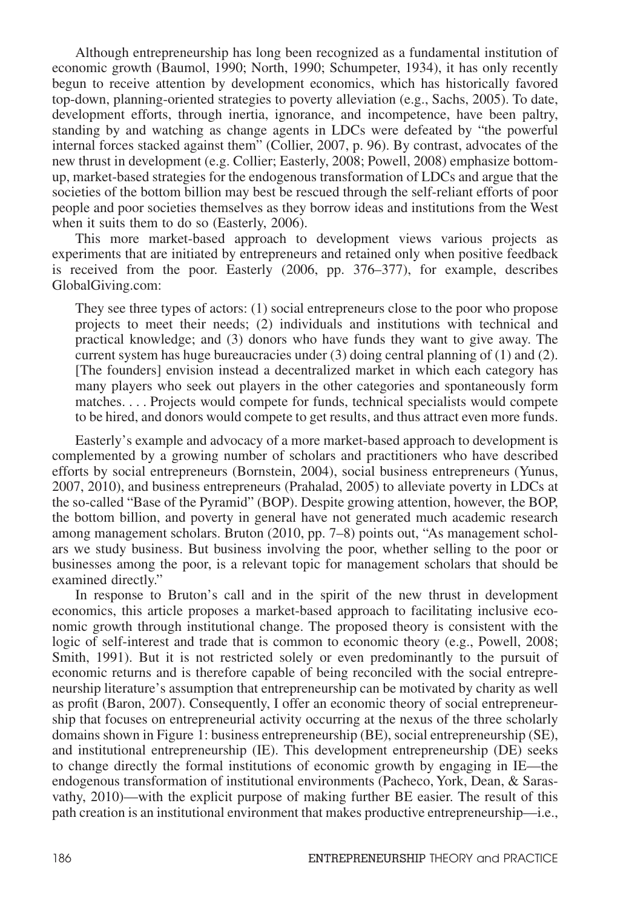Although entrepreneurship has long been recognized as a fundamental institution of economic growth (Baumol, 1990; North, 1990; Schumpeter, 1934), it has only recently begun to receive attention by development economics, which has historically favored top-down, planning-oriented strategies to poverty alleviation (e.g., Sachs, 2005). To date, development efforts, through inertia, ignorance, and incompetence, have been paltry, standing by and watching as change agents in LDCs were defeated by "the powerful internal forces stacked against them" (Collier, 2007, p. 96). By contrast, advocates of the new thrust in development (e.g. Collier; Easterly, 2008; Powell, 2008) emphasize bottom-up, market-based strategies for the endogenous transformation of LDCs and argue that the societies of the bottom billion may best be rescued through the self-reliant efforts of poor people and poor societies themselves as they borrow ideas and institutions from the West when it suits them to do so (Easterly, 2006).

This more market-based approach to development views various projects as experiments that are initiated by entrepreneurs and retained only when positive feedback is received from the poor. Easterly (2006, pp. 376–377), for example, describes GlobalGiving.com:

> They see three types of actors: (1) social entrepreneurs close to the poor who propose projects to meet their needs; (2) individuals and institutions with technical and practical knowledge; and (3) donors who have funds they want to give away. The current system has huge bureaucracies under (3) doing central planning of (1) and (2). [The founders] envision instead a decentralized market in which each category has many players who seek out players in the other categories and spontaneously form matches. . . . Projects would compete for funds, technical specialists would compete to be hired, and donors would compete to get results, and thus attract even more funds.

Easterly's example and advocacy of a more market-based approach to development is complemented by a growing number of scholars and practitioners who have described efforts by social entrepreneurs (Bornstein, 2004), social business entrepreneurs (Yunus, 2007, 2010), and business entrepreneurs (Prahalad, 2005) to alleviate poverty in LDCs at the so-called "Base of the Pyramid" (BOP). Despite growing attention, however, the BOP, the bottom billion, and poverty in general have not generated much academic research among management scholars. Bruton (2010, pp. 7–8) points out, "As management scholars we study business. But business involving the poor, whether selling to the poor or businesses among the poor, is a relevant topic for management scholars that should be examined directly."

In response to Bruton's call and in the spirit of the new thrust in development economics, this article proposes a market-based approach to facilitating inclusive economic growth through institutional change. The proposed theory is consistent with the logic of self-interest and trade that is common to economic theory (e.g., Powell, 2008; Smith, 1991). But it is not restricted solely or even predominantly to the pursuit of economic returns and is therefore capable of being reconciled with the social entrepreneurship literature's assumption that entrepreneurship can be motivated by charity as well as profit (Baron, 2007). Consequently, I offer an economic theory of social entrepreneurship that focuses on entrepreneurial activity occurring at the nexus of the three scholarly domains shown in Figure 1: business entrepreneurship (BE), social entrepreneurship (SE), and institutional entrepreneurship (IE). This development entrepreneurship (DE) seeks to change directly the formal institutions of economic growth by engaging in IE—the endogenous transformation of institutional environments (Pacheco, York, Dean, & Sarasvathy, 2010)—with the explicit purpose of making further BE easier. The result of this path creation is an institutional environment that makes productive entrepreneurship—i.e.,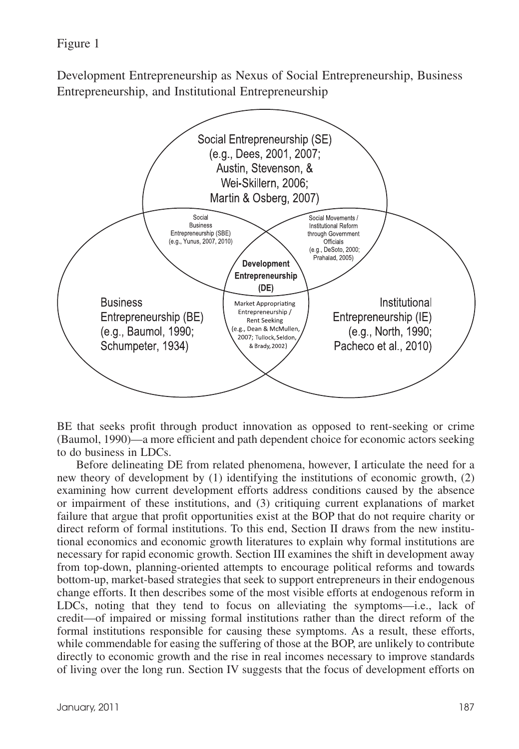Figure 1

Development Entrepreneurship as Nexus of Social Entrepreneurship, Business Entrepreneurship, and Institutional Entrepreneurship

Social Entrepreneurship (SE) (e.g., Dees, 2001, 2007; Austin, Stevenson, & Wei-Skillern, 2006; Martin & Osberg, 2007)

Social Business Entrepreneurship (SBE) (e.g., Yunus, 2007, 2010)

Social Movements / Institutional Reform through Government Officials (e.g., DeSoto, 2000; Prahalad, 2005)

**Development Entrepreneurship (DE)**

Business Entrepreneurship (BE) (e.g., Baumol, 1990; Schumpeter, 1934)

Market Appropriating Entrepreneurship / Rent Seeking (e.g., Dean & McMullen, 2007; Tullock, Seldon, & Brady, 2002)

Institutional Entrepreneurship (IE) (e.g., North, 1990; Pacheco et al., 2010)

BE that seeks profit through product innovation as opposed to rent-seeking or crime (Baumol, 1990)—a more efficient and path dependent choice for economic actors seeking to do business in LDCs.

Before delineating DE from related phenomena, however, I articulate the need for a new theory of development by (1) identifying the institutions of economic growth, (2) examining how current development efforts address conditions caused by the absence or impairment of these institutions, and (3) critiquing current explanations of market failure that argue that profit opportunities exist at the BOP that do not require charity or direct reform of formal institutions. To this end, Section II draws from the new institutional economics and economic growth literatures to explain why formal institutions are necessary for rapid economic growth. Section III examines the shift in development away from top-down, planning-oriented attempts to encourage political reforms and towards bottom-up, market-based strategies that seek to support entrepreneurs in their endogenous change efforts. It then describes some of the most visible efforts at endogenous reform in LDCs, noting that they tend to focus on alleviating the symptoms—i.e., lack of credit—of impaired or missing formal institutions rather than the direct reform of the formal institutions responsible for causing these symptoms. As a result, these efforts, while commendable for easing the suffering of those at the BOP, are unlikely to contribute directly to economic growth and the rise in real incomes necessary to improve standards of living over the long run. Section IV suggests that the focus of development efforts on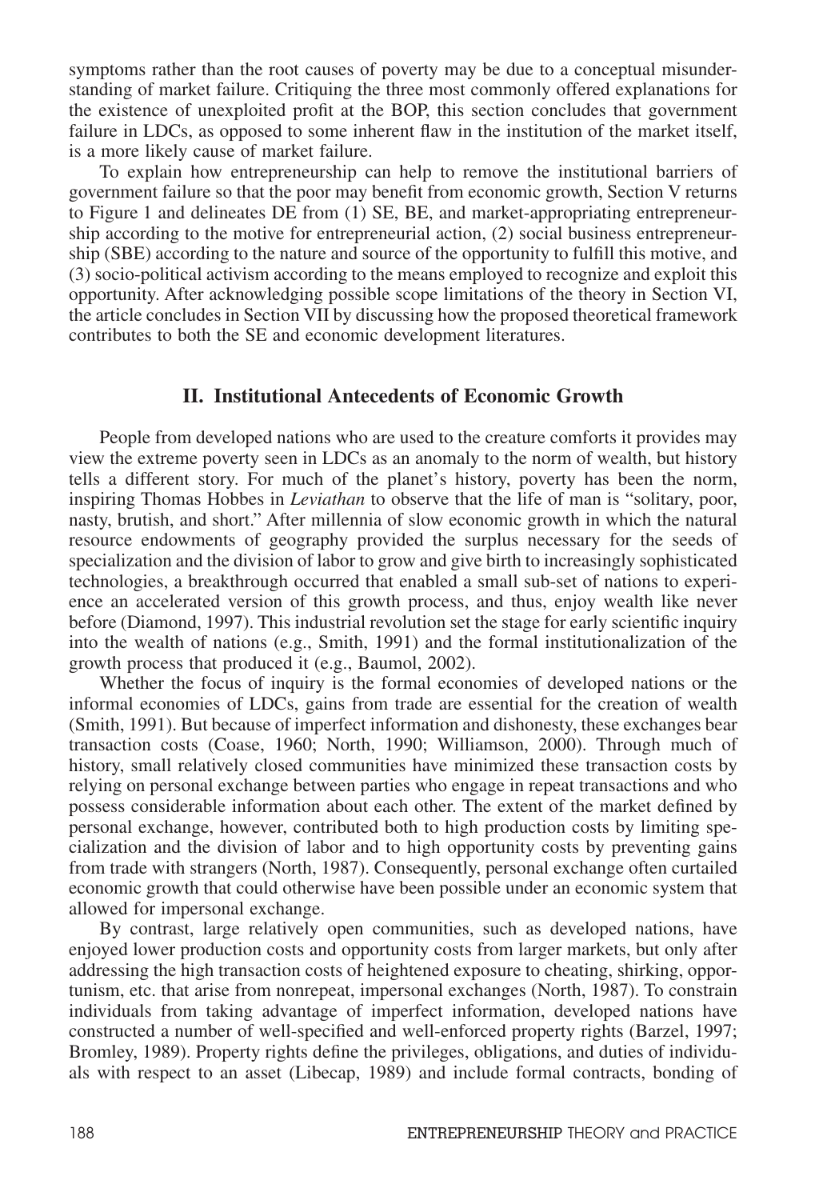symptoms rather than the root causes of poverty may be due to a conceptual misunderstanding of market failure. Critiquing the three most commonly offered explanations for the existence of unexploited profit at the BOP, this section concludes that government failure in LDCs, as opposed to some inherent flaw in the institution of the market itself, is a more likely cause of market failure.

To explain how entrepreneurship can help to remove the institutional barriers of government failure so that the poor may benefit from economic growth, Section V returns to Figure 1 and delineates DE from (1) SE, BE, and market-appropriating entrepreneurship according to the motive for entrepreneurial action, (2) social business entrepreneurship (SBE) according to the nature and source of the opportunity to fulfill this motive, and (3) socio-political activism according to the means employed to recognize and exploit this opportunity. After acknowledging possible scope limitations of the theory in Section VI, the article concludes in Section VII by discussing how the proposed theoretical framework contributes to both the SE and economic development literatures.

## II. Institutional Antecedents of Economic Growth

People from developed nations who are used to the creature comforts it provides may view the extreme poverty seen in LDCs as an anomaly to the norm of wealth, but history tells a different story. For much of the planet's history, poverty has been the norm, inspiring Thomas Hobbes in *Leviathan* to observe that the life of man is "solitary, poor, nasty, brutish, and short." After millennia of slow economic growth in which the natural resource endowments of geography provided the surplus necessary for the seeds of specialization and the division of labor to grow and give birth to increasingly sophisticated technologies, a breakthrough occurred that enabled a small sub-set of nations to experience an accelerated version of this growth process, and thus, enjoy wealth like never before (Diamond, 1997). This industrial revolution set the stage for early scientific inquiry into the wealth of nations (e.g., Smith, 1991) and the formal institutionalization of the growth process that produced it (e.g., Baumol, 2002).

Whether the focus of inquiry is the formal economies of developed nations or the informal economies of LDCs, gains from trade are essential for the creation of wealth (Smith, 1991). But because of imperfect information and dishonesty, these exchanges bear transaction costs (Coase, 1960; North, 1990; Williamson, 2000). Through much of history, small relatively closed communities have minimized these transaction costs by relying on personal exchange between parties who engage in repeat transactions and who possess considerable information about each other. The extent of the market defined by personal exchange, however, contributed both to high production costs by limiting specialization and the division of labor and to high opportunity costs by preventing gains from trade with strangers (North, 1987). Consequently, personal exchange often curtailed economic growth that could otherwise have been possible under an economic system that allowed for impersonal exchange.

By contrast, large relatively open communities, such as developed nations, have enjoyed lower production costs and opportunity costs from larger markets, but only after addressing the high transaction costs of heightened exposure to cheating, shirking, opportunism, etc. that arise from nonrepeat, impersonal exchanges (North, 1987). To constrain individuals from taking advantage of imperfect information, developed nations have constructed a number of well-specified and well-enforced property rights (Barzel, 1997; Bromley, 1989). Property rights define the privileges, obligations, and duties of individuals with respect to an asset (Libecap, 1989) and include formal contracts, bonding of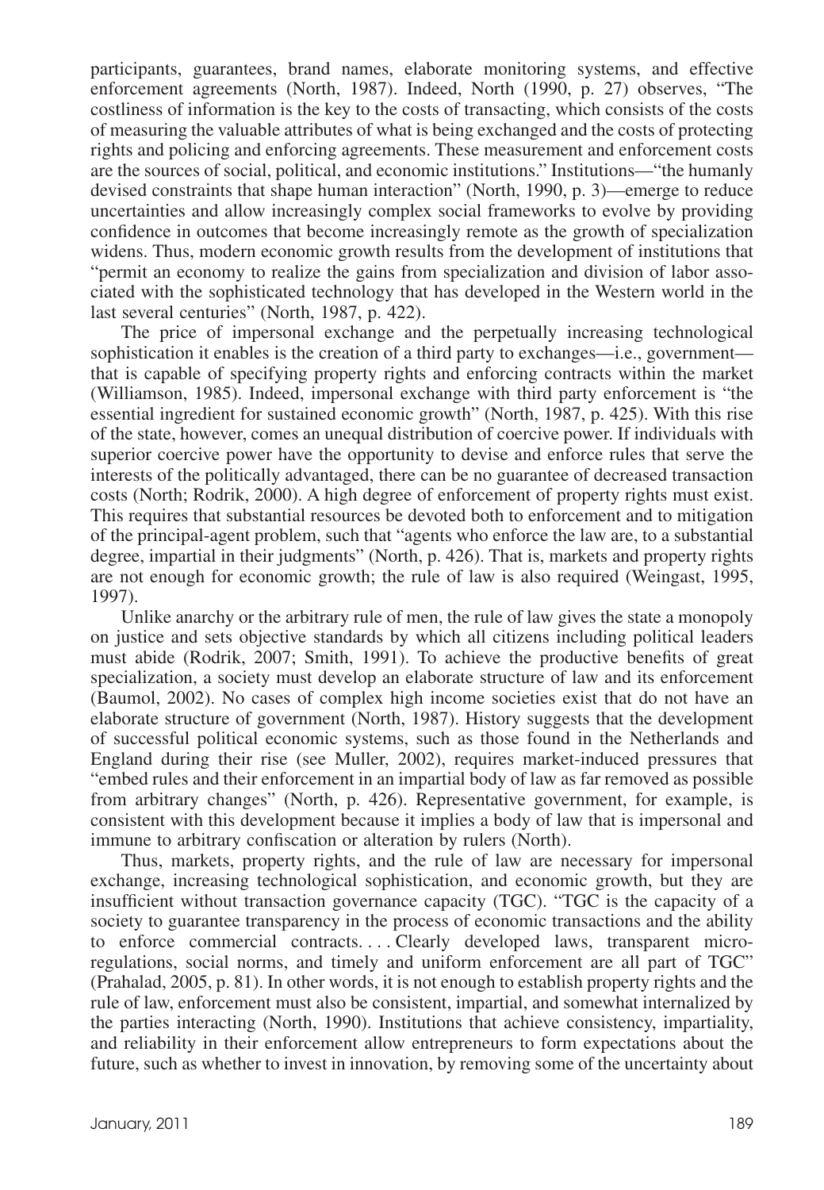participants, guarantees, brand names, elaborate monitoring systems, and effective enforcement agreements (North, 1987). Indeed, North (1990, p. 27) observes, "The costliness of information is the key to the costs of transacting, which consists of the costs of measuring the valuable attributes of what is being exchanged and the costs of protecting rights and policing and enforcing agreements. These measurement and enforcement costs are the sources of social, political, and economic institutions." Institutions—"the humanly devised constraints that shape human interaction" (North, 1990, p. 3)—emerge to reduce uncertainties and allow increasingly complex social frameworks to evolve by providing confidence in outcomes that become increasingly remote as the growth of specialization widens. Thus, modern economic growth results from the development of institutions that "permit an economy to realize the gains from specialization and division of labor associated with the sophisticated technology that has developed in the Western world in the last several centuries" (North, 1987, p. 422).

The price of impersonal exchange and the perpetually increasing technological sophistication it enables is the creation of a third party to exchanges—i.e., government—that is capable of specifying property rights and enforcing contracts within the market (Williamson, 1985). Indeed, impersonal exchange with third party enforcement is "the essential ingredient for sustained economic growth" (North, 1987, p. 425). With this rise of the state, however, comes an unequal distribution of coercive power. If individuals with superior coercive power have the opportunity to devise and enforce rules that serve the interests of the politically advantaged, there can be no guarantee of decreased transaction costs (North; Rodrik, 2000). A high degree of enforcement of property rights must exist. This requires that substantial resources be devoted both to enforcement and to mitigation of the principal-agent problem, such that "agents who enforce the law are, to a substantial degree, impartial in their judgments" (North, p. 426). That is, markets and property rights are not enough for economic growth; the rule of law is also required (Weingast, 1995, 1997).

Unlike anarchy or the arbitrary rule of men, the rule of law gives the state a monopoly on justice and sets objective standards by which all citizens including political leaders must abide (Rodrik, 2007; Smith, 1991). To achieve the productive benefits of great specialization, a society must develop an elaborate structure of law and its enforcement (Baumol, 2002). No cases of complex high income societies exist that do not have an elaborate structure of government (North, 1987). History suggests that the development of successful political economic systems, such as those found in the Netherlands and England during their rise (see Muller, 2002), requires market-induced pressures that "embed rules and their enforcement in an impartial body of law as far removed as possible from arbitrary changes" (North, p. 426). Representative government, for example, is consistent with this development because it implies a body of law that is impersonal and immune to arbitrary confiscation or alteration by rulers (North).

Thus, markets, property rights, and the rule of law are necessary for impersonal exchange, increasing technological sophistication, and economic growth, but they are insufficient without transaction governance capacity (TGC). "TGC is the capacity of a society to guarantee transparency in the process of economic transactions and the ability to enforce commercial contracts. . . . Clearly developed laws, transparent micro-regulations, social norms, and timely and uniform enforcement are all part of TGC" (Prahalad, 2005, p. 81). In other words, it is not enough to establish property rights and the rule of law, enforcement must also be consistent, impartial, and somewhat internalized by the parties interacting (North, 1990). Institutions that achieve consistency, impartiality, and reliability in their enforcement allow entrepreneurs to form expectations about the future, such as whether to invest in innovation, by removing some of the uncertainty about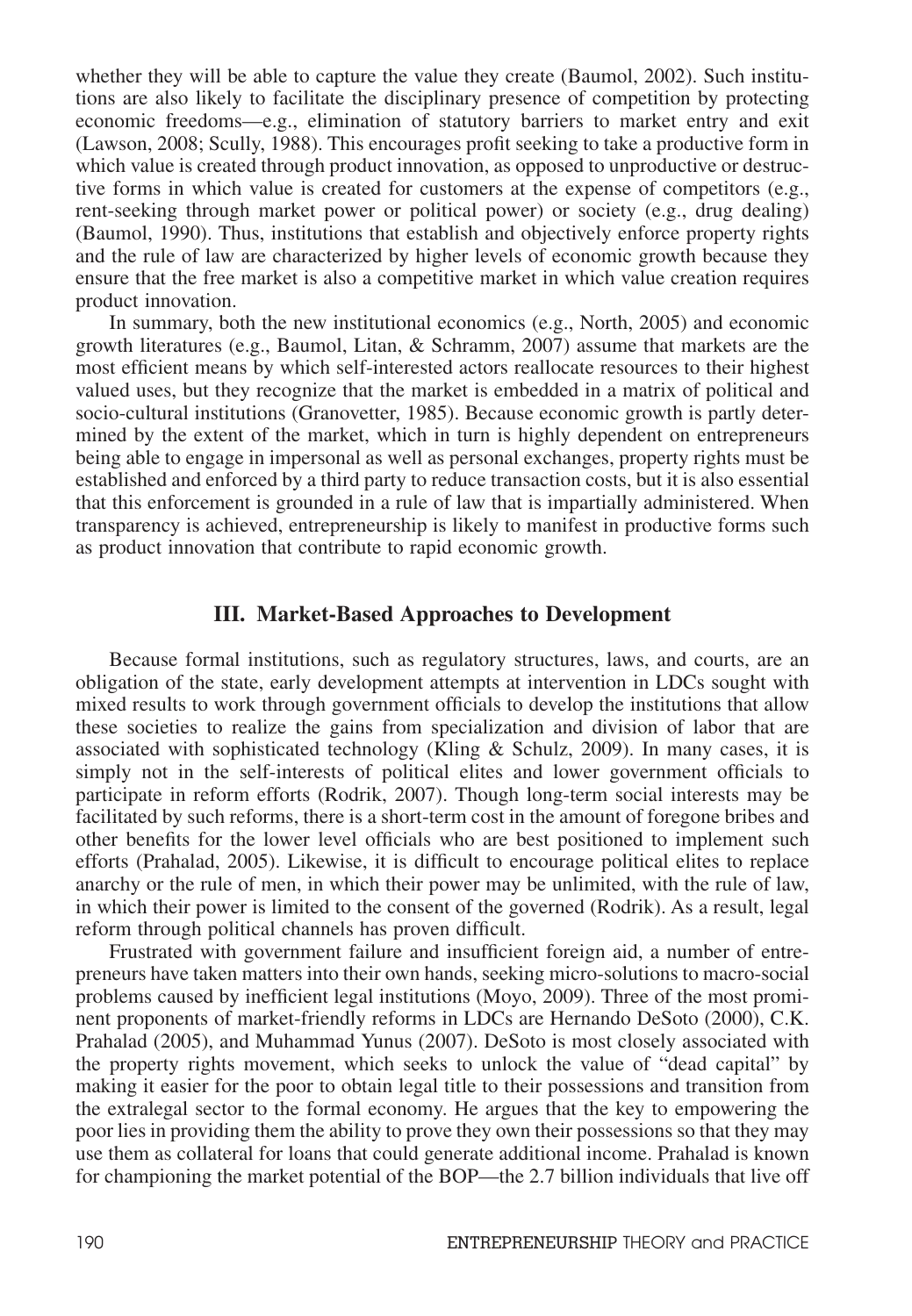whether they will be able to capture the value they create (Baumol, 2002). Such institutions are also likely to facilitate the disciplinary presence of competition by protecting economic freedoms—e.g., elimination of statutory barriers to market entry and exit (Lawson, 2008; Scully, 1988). This encourages profit seeking to take a productive form in which value is created through product innovation, as opposed to unproductive or destructive forms in which value is created for customers at the expense of competitors (e.g., rent-seeking through market power or political power) or society (e.g., drug dealing) (Baumol, 1990). Thus, institutions that establish and objectively enforce property rights and the rule of law are characterized by higher levels of economic growth because they ensure that the free market is also a competitive market in which value creation requires product innovation.

In summary, both the new institutional economics (e.g., North, 2005) and economic growth literatures (e.g., Baumol, Litan, & Schramm, 2007) assume that markets are the most efficient means by which self-interested actors reallocate resources to their highest valued uses, but they recognize that the market is embedded in a matrix of political and socio-cultural institutions (Granovetter, 1985). Because economic growth is partly determined by the extent of the market, which in turn is highly dependent on entrepreneurs being able to engage in impersonal as well as personal exchanges, property rights must be established and enforced by a third party to reduce transaction costs, but it is also essential that this enforcement is grounded in a rule of law that is impartially administered. When transparency is achieved, entrepreneurship is likely to manifest in productive forms such as product innovation that contribute to rapid economic growth.

## III. Market-Based Approaches to Development

Because formal institutions, such as regulatory structures, laws, and courts, are an obligation of the state, early development attempts at intervention in LDCs sought with mixed results to work through government officials to develop the institutions that allow these societies to realize the gains from specialization and division of labor that are associated with sophisticated technology (Kling & Schulz, 2009). In many cases, it is simply not in the self-interests of political elites and lower government officials to participate in reform efforts (Rodrik, 2007). Though long-term social interests may be facilitated by such reforms, there is a short-term cost in the amount of foregone bribes and other benefits for the lower level officials who are best positioned to implement such efforts (Prahalad, 2005). Likewise, it is difficult to encourage political elites to replace anarchy or the rule of men, in which their power may be unlimited, with the rule of law, in which their power is limited to the consent of the governed (Rodrik). As a result, legal reform through political channels has proven difficult.

Frustrated with government failure and insufficient foreign aid, a number of entrepreneurs have taken matters into their own hands, seeking micro-solutions to macro-social problems caused by inefficient legal institutions (Moyo, 2009). Three of the most prominent proponents of market-friendly reforms in LDCs are Hernando DeSoto (2000), C.K. Prahalad (2005), and Muhammad Yunus (2007). DeSoto is most closely associated with the property rights movement, which seeks to unlock the value of "dead capital" by making it easier for the poor to obtain legal title to their possessions and transition from the extralegal sector to the formal economy. He argues that the key to empowering the poor lies in providing them the ability to prove they own their possessions so that they may use them as collateral for loans that could generate additional income. Prahalad is known for championing the market potential of the BOP—the 2.7 billion individuals that live off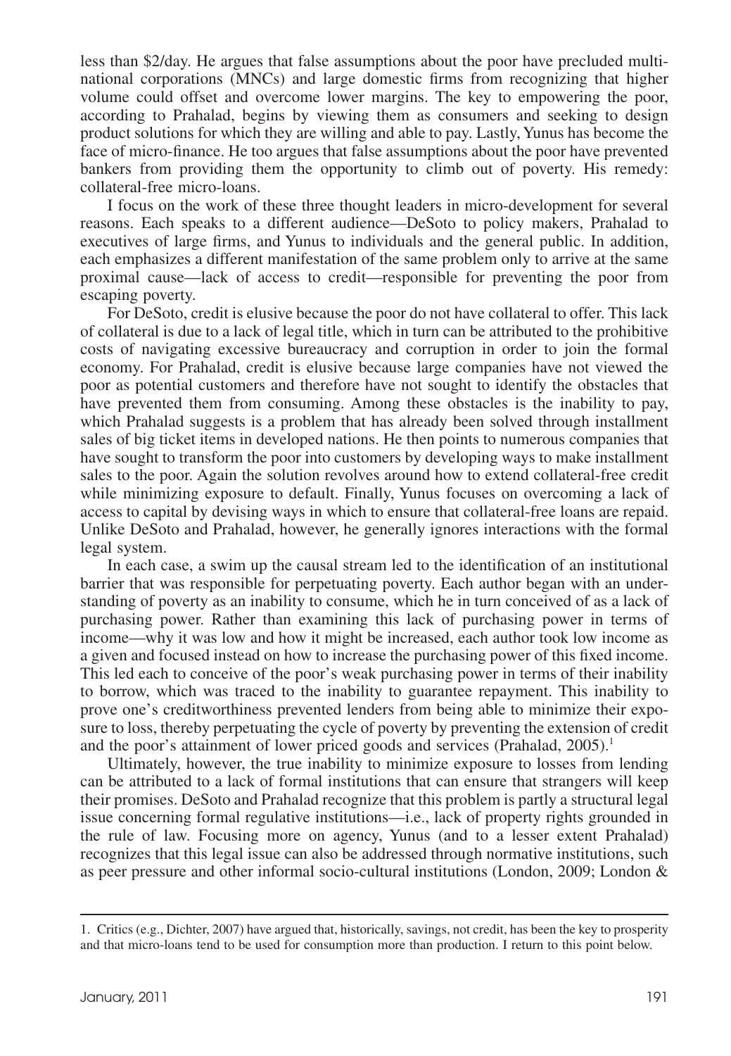less than \$2/day. He argues that false assumptions about the poor have precluded multinational corporations (MNCs) and large domestic firms from recognizing that higher volume could offset and overcome lower margins. The key to empowering the poor, according to Prahalad, begins by viewing them as consumers and seeking to design product solutions for which they are willing and able to pay. Lastly, Yunus has become the face of micro-finance. He too argues that false assumptions about the poor have prevented bankers from providing them the opportunity to climb out of poverty. His remedy: collateral-free micro-loans.

I focus on the work of these three thought leaders in micro-development for several reasons. Each speaks to a different audience—DeSoto to policy makers, Prahalad to executives of large firms, and Yunus to individuals and the general public. In addition, each emphasizes a different manifestation of the same problem only to arrive at the same proximal cause—lack of access to credit—responsible for preventing the poor from escaping poverty.

For DeSoto, credit is elusive because the poor do not have collateral to offer. This lack of collateral is due to a lack of legal title, which in turn can be attributed to the prohibitive costs of navigating excessive bureaucracy and corruption in order to join the formal economy. For Prahalad, credit is elusive because large companies have not viewed the poor as potential customers and therefore have not sought to identify the obstacles that have prevented them from consuming. Among these obstacles is the inability to pay, which Prahalad suggests is a problem that has already been solved through installment sales of big ticket items in developed nations. He then points to numerous companies that have sought to transform the poor into customers by developing ways to make installment sales to the poor. Again the solution revolves around how to extend collateral-free credit while minimizing exposure to default. Finally, Yunus focuses on overcoming a lack of access to capital by devising ways in which to ensure that collateral-free loans are repaid. Unlike DeSoto and Prahalad, however, he generally ignores interactions with the formal legal system.

In each case, a swim up the causal stream led to the identification of an institutional barrier that was responsible for perpetuating poverty. Each author began with an understanding of poverty as an inability to consume, which he in turn conceived of as a lack of purchasing power. Rather than examining this lack of purchasing power in terms of income—why it was low and how it might be increased, each author took low income as a given and focused instead on how to increase the purchasing power of this fixed income. This led each to conceive of the poor's weak purchasing power in terms of their inability to borrow, which was traced to the inability to guarantee repayment. This inability to prove one's creditworthiness prevented lenders from being able to minimize their exposure to loss, thereby perpetuating the cycle of poverty by preventing the extension of credit and the poor's attainment of lower priced goods and services (Prahalad, 2005).[1]

Ultimately, however, the true inability to minimize exposure to losses from lending can be attributed to a lack of formal institutions that can ensure that strangers will keep their promises. DeSoto and Prahalad recognize that this problem is partly a structural legal issue concerning formal regulative institutions—i.e., lack of property rights grounded in the rule of law. Focusing more on agency, Yunus (and to a lesser extent Prahalad) recognizes that this legal issue can also be addressed through normative institutions, such as peer pressure and other informal socio-cultural institutions (London, 2009; London &

---

1. Critics (e.g., Dichter, 2007) have argued that, historically, savings, not credit, has been the key to prosperity and that micro-loans tend to be used for consumption more than production. I return to this point below.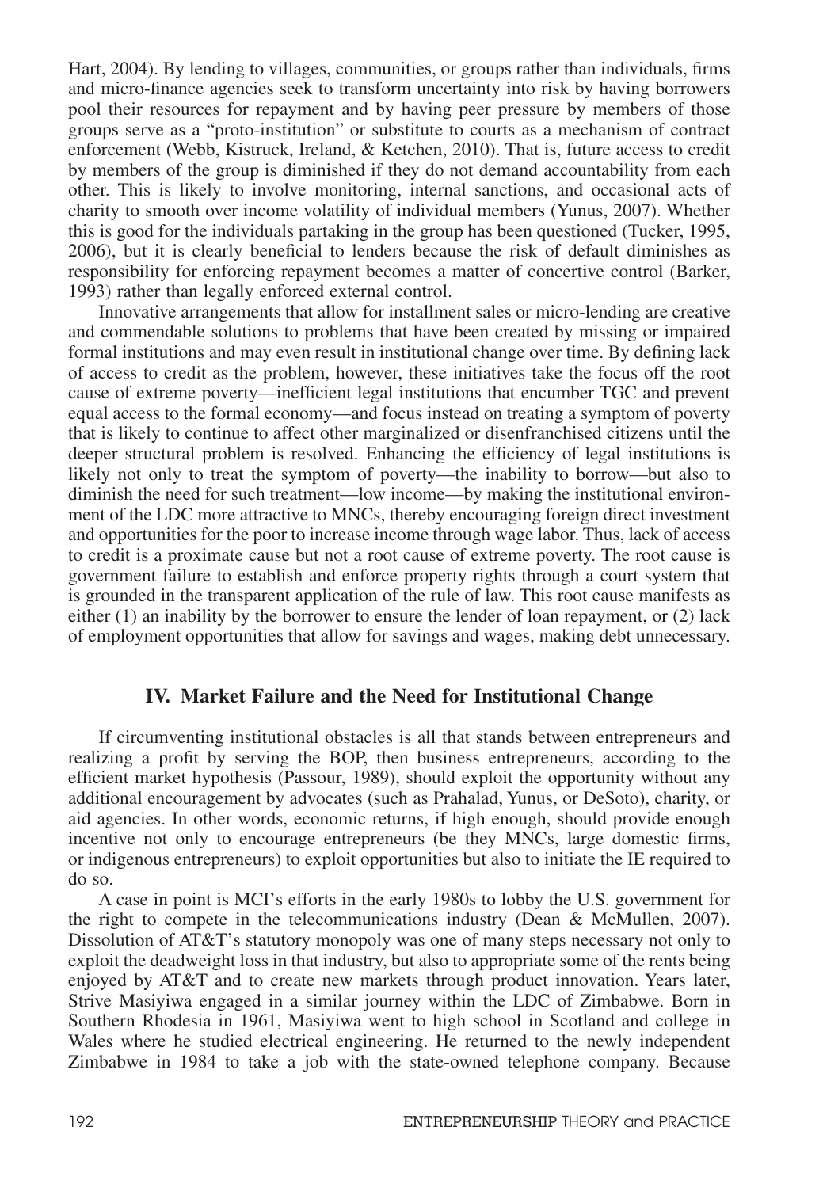Hart, 2004). By lending to villages, communities, or groups rather than individuals, firms and micro-finance agencies seek to transform uncertainty into risk by having borrowers pool their resources for repayment and by having peer pressure by members of those groups serve as a "proto-institution" or substitute to courts as a mechanism of contract enforcement (Webb, Kistruck, Ireland, & Ketchen, 2010). That is, future access to credit by members of the group is diminished if they do not demand accountability from each other. This is likely to involve monitoring, internal sanctions, and occasional acts of charity to smooth over income volatility of individual members (Yunus, 2007). Whether this is good for the individuals partaking in the group has been questioned (Tucker, 1995, 2006), but it is clearly beneficial to lenders because the risk of default diminishes as responsibility for enforcing repayment becomes a matter of concertive control (Barker, 1993) rather than legally enforced external control.

Innovative arrangements that allow for installment sales or micro-lending are creative and commendable solutions to problems that have been created by missing or impaired formal institutions and may even result in institutional change over time. By defining lack of access to credit as the problem, however, these initiatives take the focus off the root cause of extreme poverty—inefficient legal institutions that encumber TGC and prevent equal access to the formal economy—and focus instead on treating a symptom of poverty that is likely to continue to affect other marginalized or disenfranchised citizens until the deeper structural problem is resolved. Enhancing the efficiency of legal institutions is likely not only to treat the symptom of poverty—the inability to borrow—but also to diminish the need for such treatment—low income—by making the institutional environment of the LDC more attractive to MNCs, thereby encouraging foreign direct investment and opportunities for the poor to increase income through wage labor. Thus, lack of access to credit is a proximate cause but not a root cause of extreme poverty. The root cause is government failure to establish and enforce property rights through a court system that is grounded in the transparent application of the rule of law. This root cause manifests as either (1) an inability by the borrower to ensure the lender of loan repayment, or (2) lack of employment opportunities that allow for savings and wages, making debt unnecessary.

## IV. Market Failure and the Need for Institutional Change

If circumventing institutional obstacles is all that stands between entrepreneurs and realizing a profit by serving the BOP, then business entrepreneurs, according to the efficient market hypothesis (Passour, 1989), should exploit the opportunity without any additional encouragement by advocates (such as Prahalad, Yunus, or DeSoto), charity, or aid agencies. In other words, economic returns, if high enough, should provide enough incentive not only to encourage entrepreneurs (be they MNCs, large domestic firms, or indigenous entrepreneurs) to exploit opportunities but also to initiate the IE required to do so.

A case in point is MCI's efforts in the early 1980s to lobby the U.S. government for the right to compete in the telecommunications industry (Dean & McMullen, 2007). Dissolution of AT&T's statutory monopoly was one of many steps necessary not only to exploit the deadweight loss in that industry, but also to appropriate some of the rents being enjoyed by AT&T and to create new markets through product innovation. Years later, Strive Masiyiwa engaged in a similar journey within the LDC of Zimbabwe. Born in Southern Rhodesia in 1961, Masiyiwa went to high school in Scotland and college in Wales where he studied electrical engineering. He returned to the newly independent Zimbabwe in 1984 to take a job with the state-owned telephone company. Because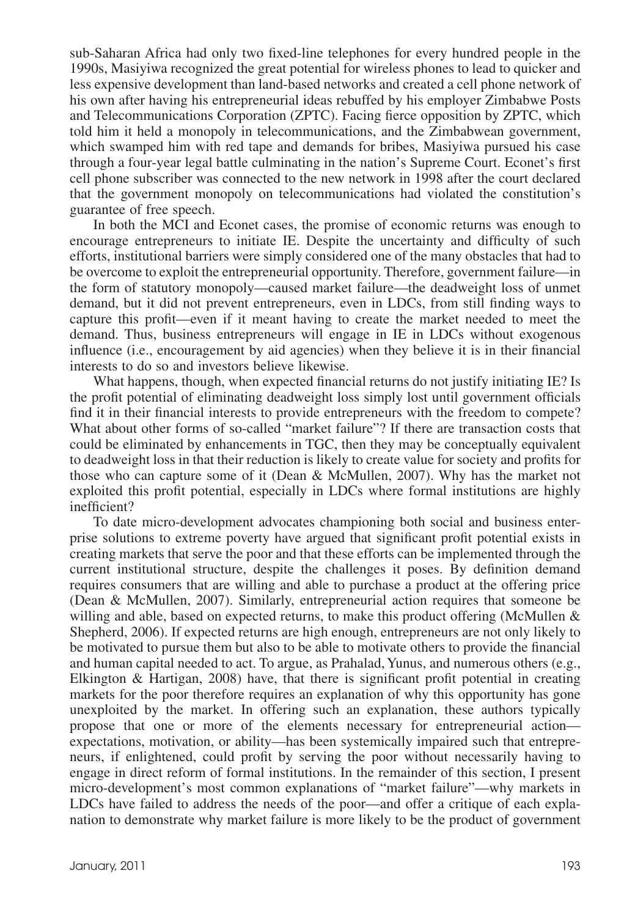sub-Saharan Africa had only two fixed-line telephones for every hundred people in the 1990s, Masiyiwa recognized the great potential for wireless phones to lead to quicker and less expensive development than land-based networks and created a cell phone network of his own after having his entrepreneurial ideas rebuffed by his employer Zimbabwe Posts and Telecommunications Corporation (ZPTC). Facing fierce opposition by ZPTC, which told him it held a monopoly in telecommunications, and the Zimbabwean government, which swamped him with red tape and demands for bribes, Masiyiwa pursued his case through a four-year legal battle culminating in the nation's Supreme Court. Econet's first cell phone subscriber was connected to the new network in 1998 after the court declared that the government monopoly on telecommunications had violated the constitution's guarantee of free speech.

In both the MCI and Econet cases, the promise of economic returns was enough to encourage entrepreneurs to initiate IE. Despite the uncertainty and difficulty of such efforts, institutional barriers were simply considered one of the many obstacles that had to be overcome to exploit the entrepreneurial opportunity. Therefore, government failure—in the form of statutory monopoly—caused market failure—the deadweight loss of unmet demand, but it did not prevent entrepreneurs, even in LDCs, from still finding ways to capture this profit—even if it meant having to create the market needed to meet the demand. Thus, business entrepreneurs will engage in IE in LDCs without exogenous influence (i.e., encouragement by aid agencies) when they believe it is in their financial interests to do so and investors believe likewise.

What happens, though, when expected financial returns do not justify initiating IE? Is the profit potential of eliminating deadweight loss simply lost until government officials find it in their financial interests to provide entrepreneurs with the freedom to compete? What about other forms of so-called "market failure"? If there are transaction costs that could be eliminated by enhancements in TGC, then they may be conceptually equivalent to deadweight loss in that their reduction is likely to create value for society and profits for those who can capture some of it (Dean & McMullen, 2007). Why has the market not exploited this profit potential, especially in LDCs where formal institutions are highly inefficient?

To date micro-development advocates championing both social and business enterprise solutions to extreme poverty have argued that significant profit potential exists in creating markets that serve the poor and that these efforts can be implemented through the current institutional structure, despite the challenges it poses. By definition demand requires consumers that are willing and able to purchase a product at the offering price (Dean & McMullen, 2007). Similarly, entrepreneurial action requires that someone be willing and able, based on expected returns, to make this product offering (McMullen & Shepherd, 2006). If expected returns are high enough, entrepreneurs are not only likely to be motivated to pursue them but also to be able to motivate others to provide the financial and human capital needed to act. To argue, as Prahalad, Yunus, and numerous others (e.g., Elkington & Hartigan, 2008) have, that there is significant profit potential in creating markets for the poor therefore requires an explanation of why this opportunity has gone unexploited by the market. In offering such an explanation, these authors typically propose that one or more of the elements necessary for entrepreneurial action—expectations, motivation, or ability—has been systemically impaired such that entrepreneurs, if enlightened, could profit by serving the poor without necessarily having to engage in direct reform of formal institutions. In the remainder of this section, I present micro-development's most common explanations of "market failure"—why markets in LDCs have failed to address the needs of the poor—and offer a critique of each explanation to demonstrate why market failure is more likely to be the product of government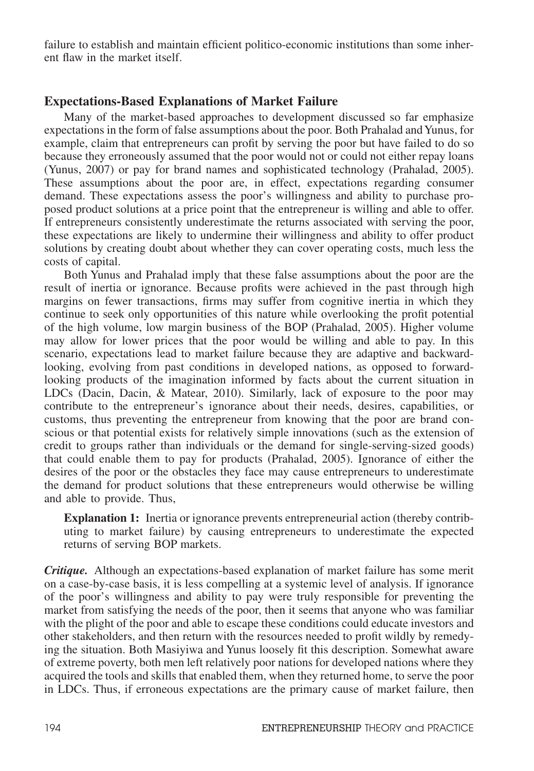failure to establish and maintain efficient politico-economic institutions than some inherent flaw in the market itself.

## Expectations-Based Explanations of Market Failure

Many of the market-based approaches to development discussed so far emphasize expectations in the form of false assumptions about the poor. Both Prahalad and Yunus, for example, claim that entrepreneurs can profit by serving the poor but have failed to do so because they erroneously assumed that the poor would not or could not either repay loans (Yunus, 2007) or pay for brand names and sophisticated technology (Prahalad, 2005). These assumptions about the poor are, in effect, expectations regarding consumer demand. These expectations assess the poor's willingness and ability to purchase proposed product solutions at a price point that the entrepreneur is willing and able to offer. If entrepreneurs consistently underestimate the returns associated with serving the poor, these expectations are likely to undermine their willingness and ability to offer product solutions by creating doubt about whether they can cover operating costs, much less the costs of capital.

Both Yunus and Prahalad imply that these false assumptions about the poor are the result of inertia or ignorance. Because profits were achieved in the past through high margins on fewer transactions, firms may suffer from cognitive inertia in which they continue to seek only opportunities of this nature while overlooking the profit potential of the high volume, low margin business of the BOP (Prahalad, 2005). Higher volume may allow for lower prices that the poor would be willing and able to pay. In this scenario, expectations lead to market failure because they are adaptive and backward-looking, evolving from past conditions in developed nations, as opposed to forward-looking products of the imagination informed by facts about the current situation in LDCs (Dacin, Dacin, & Matear, 2010). Similarly, lack of exposure to the poor may contribute to the entrepreneur's ignorance about their needs, desires, capabilities, or customs, thus preventing the entrepreneur from knowing that the poor are brand conscious or that potential exists for relatively simple innovations (such as the extension of credit to groups rather than individuals or the demand for single-serving-sized goods) that could enable them to pay for products (Prahalad, 2005). Ignorance of either the desires of the poor or the obstacles they face may cause entrepreneurs to underestimate the demand for product solutions that these entrepreneurs would otherwise be willing and able to provide. Thus,

> **Explanation 1:** Inertia or ignorance prevents entrepreneurial action (thereby contributing to market failure) by causing entrepreneurs to underestimate the expected returns of serving BOP markets.

***Critique.*** Although an expectations-based explanation of market failure has some merit on a case-by-case basis, it is less compelling at a systemic level of analysis. If ignorance of the poor's willingness and ability to pay were truly responsible for preventing the market from satisfying the needs of the poor, then it seems that anyone who was familiar with the plight of the poor and able to escape these conditions could educate investors and other stakeholders, and then return with the resources needed to profit wildly by remedying the situation. Both Masiyiwa and Yunus loosely fit this description. Somewhat aware of extreme poverty, both men left relatively poor nations for developed nations where they acquired the tools and skills that enabled them, when they returned home, to serve the poor in LDCs. Thus, if erroneous expectations are the primary cause of market failure, then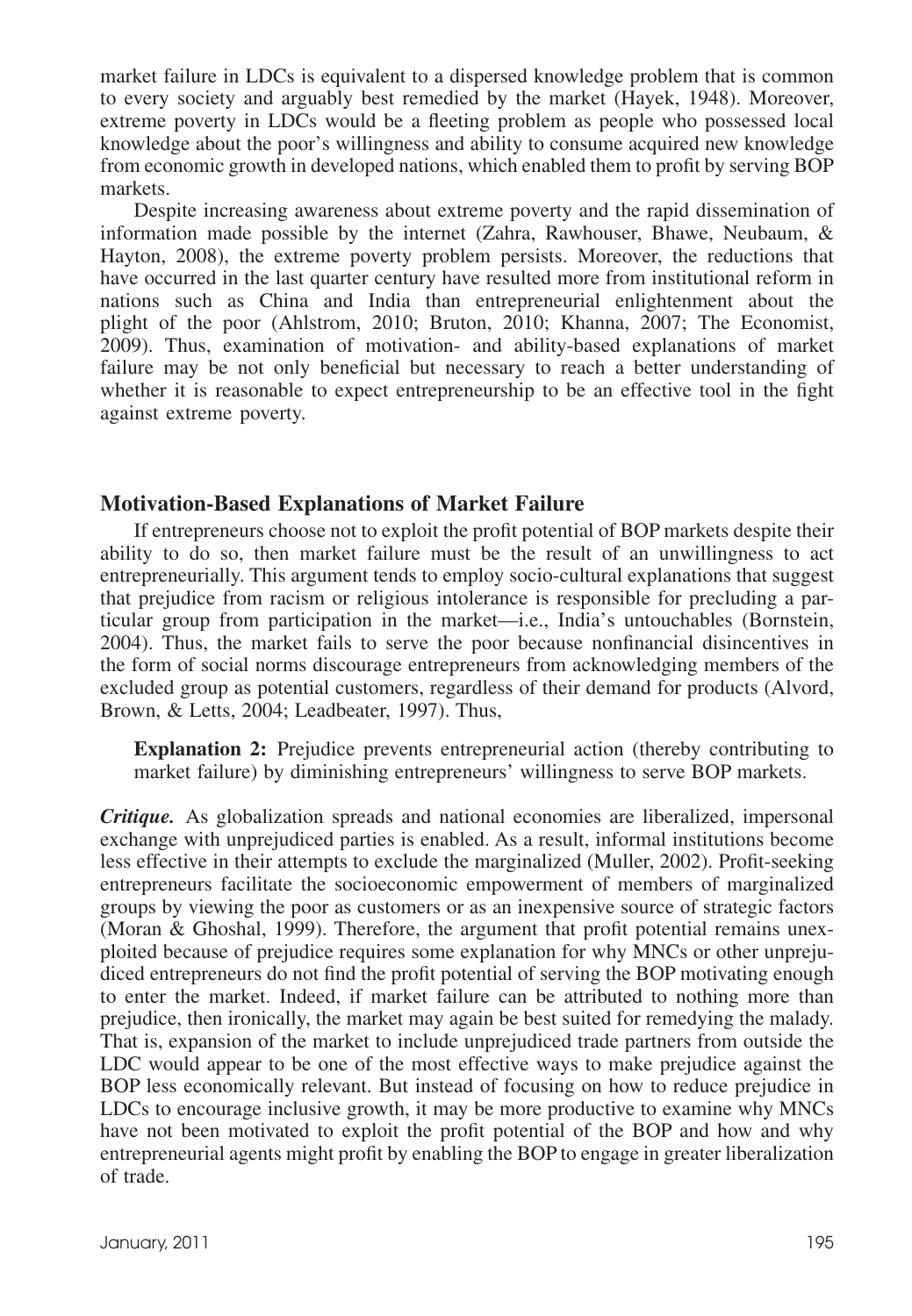market failure in LDCs is equivalent to a dispersed knowledge problem that is common to every society and arguably best remedied by the market (Hayek, 1948). Moreover, extreme poverty in LDCs would be a fleeting problem as people who possessed local knowledge about the poor's willingness and ability to consume acquired new knowledge from economic growth in developed nations, which enabled them to profit by serving BOP markets.

Despite increasing awareness about extreme poverty and the rapid dissemination of information made possible by the internet (Zahra, Rawhouser, Bhawe, Neubaum, & Hayton, 2008), the extreme poverty problem persists. Moreover, the reductions that have occurred in the last quarter century have resulted more from institutional reform in nations such as China and India than entrepreneurial enlightenment about the plight of the poor (Ahlstrom, 2010; Bruton, 2010; Khanna, 2007; The Economist, 2009). Thus, examination of motivation- and ability-based explanations of market failure may be not only beneficial but necessary to reach a better understanding of whether it is reasonable to expect entrepreneurship to be an effective tool in the fight against extreme poverty.

## Motivation-Based Explanations of Market Failure

If entrepreneurs choose not to exploit the profit potential of BOP markets despite their ability to do so, then market failure must be the result of an unwillingness to act entrepreneurially. This argument tends to employ socio-cultural explanations that suggest that prejudice from racism or religious intolerance is responsible for precluding a particular group from participation in the market—i.e., India's untouchables (Bornstein, 2004). Thus, the market fails to serve the poor because nonfinancial disincentives in the form of social norms discourage entrepreneurs from acknowledging members of the excluded group as potential customers, regardless of their demand for products (Alvord, Brown, & Letts, 2004; Leadbeater, 1997). Thus,

> **Explanation 2:** Prejudice prevents entrepreneurial action (thereby contributing to market failure) by diminishing entrepreneurs' willingness to serve BOP markets.

***Critique.*** As globalization spreads and national economies are liberalized, impersonal exchange with unprejudiced parties is enabled. As a result, informal institutions become less effective in their attempts to exclude the marginalized (Muller, 2002). Profit-seeking entrepreneurs facilitate the socioeconomic empowerment of members of marginalized groups by viewing the poor as customers or as an inexpensive source of strategic factors (Moran & Ghoshal, 1999). Therefore, the argument that profit potential remains unexploited because of prejudice requires some explanation for why MNCs or other unprejudiced entrepreneurs do not find the profit potential of serving the BOP motivating enough to enter the market. Indeed, if market failure can be attributed to nothing more than prejudice, then ironically, the market may again be best suited for remedying the malady. That is, expansion of the market to include unprejudiced trade partners from outside the LDC would appear to be one of the most effective ways to make prejudice against the BOP less economically relevant. But instead of focusing on how to reduce prejudice in LDCs to encourage inclusive growth, it may be more productive to examine why MNCs have not been motivated to exploit the profit potential of the BOP and how and why entrepreneurial agents might profit by enabling the BOP to engage in greater liberalization of trade.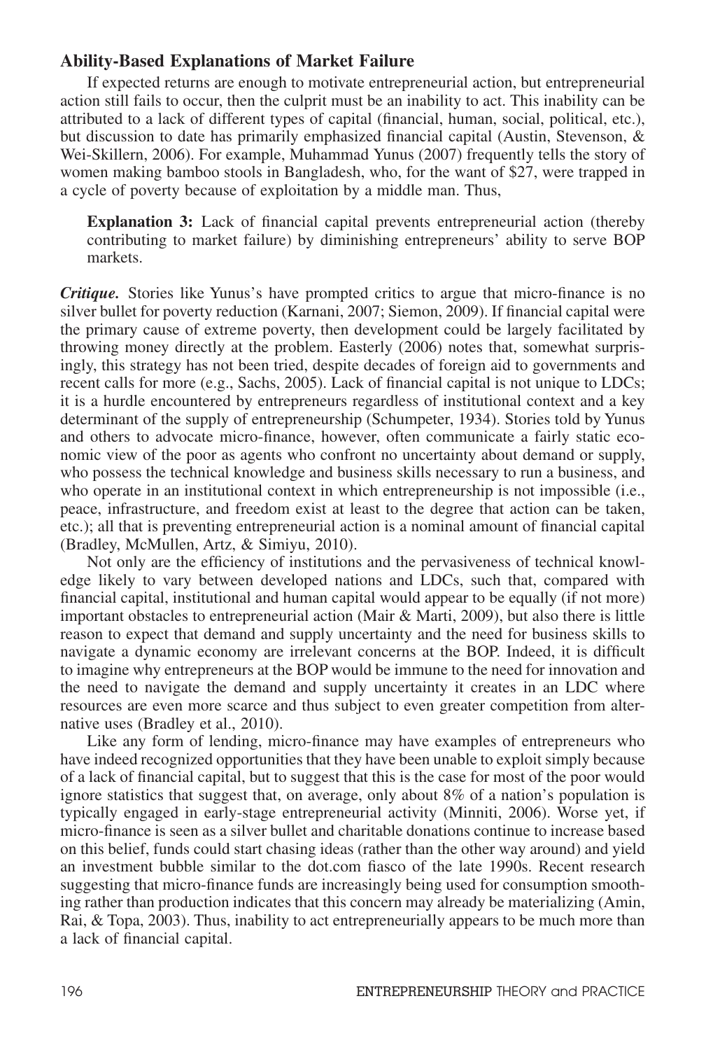### Ability-Based Explanations of Market Failure

If expected returns are enough to motivate entrepreneurial action, but entrepreneurial action still fails to occur, then the culprit must be an inability to act. This inability can be attributed to a lack of different types of capital (financial, human, social, political, etc.), but discussion to date has primarily emphasized financial capital (Austin, Stevenson, & Wei-Skillern, 2006). For example, Muhammad Yunus (2007) frequently tells the story of women making bamboo stools in Bangladesh, who, for the want of \$27, were trapped in a cycle of poverty because of exploitation by a middle man. Thus,

> **Explanation 3:** Lack of financial capital prevents entrepreneurial action (thereby contributing to market failure) by diminishing entrepreneurs' ability to serve BOP markets.

***Critique.*** Stories like Yunus's have prompted critics to argue that micro-finance is no silver bullet for poverty reduction (Karnani, 2007; Siemon, 2009). If financial capital were the primary cause of extreme poverty, then development could be largely facilitated by throwing money directly at the problem. Easterly (2006) notes that, somewhat surprisingly, this strategy has not been tried, despite decades of foreign aid to governments and recent calls for more (e.g., Sachs, 2005). Lack of financial capital is not unique to LDCs; it is a hurdle encountered by entrepreneurs regardless of institutional context and a key determinant of the supply of entrepreneurship (Schumpeter, 1934). Stories told by Yunus and others to advocate micro-finance, however, often communicate a fairly static economic view of the poor as agents who confront no uncertainty about demand or supply, who possess the technical knowledge and business skills necessary to run a business, and who operate in an institutional context in which entrepreneurship is not impossible (i.e., peace, infrastructure, and freedom exist at least to the degree that action can be taken, etc.); all that is preventing entrepreneurial action is a nominal amount of financial capital (Bradley, McMullen, Artz, & Simiyu, 2010).

Not only are the efficiency of institutions and the pervasiveness of technical knowledge likely to vary between developed nations and LDCs, such that, compared with financial capital, institutional and human capital would appear to be equally (if not more) important obstacles to entrepreneurial action (Mair & Marti, 2009), but also there is little reason to expect that demand and supply uncertainty and the need for business skills to navigate a dynamic economy are irrelevant concerns at the BOP. Indeed, it is difficult to imagine why entrepreneurs at the BOP would be immune to the need for innovation and the need to navigate the demand and supply uncertainty it creates in an LDC where resources are even more scarce and thus subject to even greater competition from alternative uses (Bradley et al., 2010).

Like any form of lending, micro-finance may have examples of entrepreneurs who have indeed recognized opportunities that they have been unable to exploit simply because of a lack of financial capital, but to suggest that this is the case for most of the poor would ignore statistics that suggest that, on average, only about 8% of a nation's population is typically engaged in early-stage entrepreneurial activity (Minniti, 2006). Worse yet, if micro-finance is seen as a silver bullet and charitable donations continue to increase based on this belief, funds could start chasing ideas (rather than the other way around) and yield an investment bubble similar to the dot.com fiasco of the late 1990s. Recent research suggesting that micro-finance funds are increasingly being used for consumption smoothing rather than production indicates that this concern may already be materializing (Amin, Rai, & Topa, 2003). Thus, inability to act entrepreneurially appears to be much more than a lack of financial capital.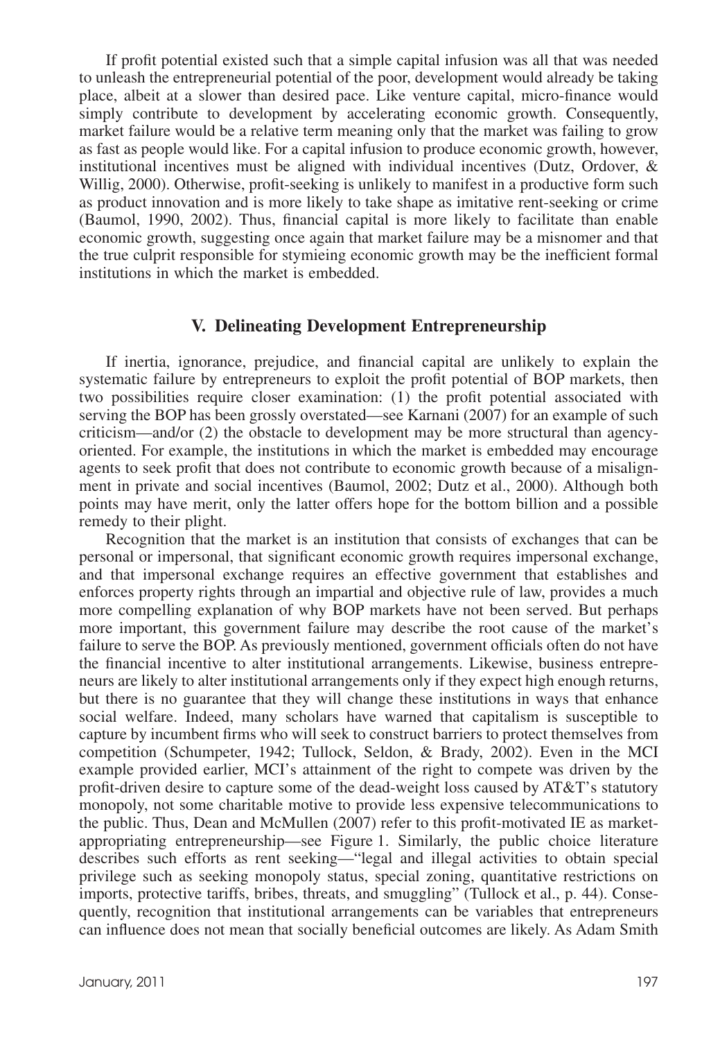If profit potential existed such that a simple capital infusion was all that was needed to unleash the entrepreneurial potential of the poor, development would already be taking place, albeit at a slower than desired pace. Like venture capital, micro-finance would simply contribute to development by accelerating economic growth. Consequently, market failure would be a relative term meaning only that the market was failing to grow as fast as people would like. For a capital infusion to produce economic growth, however, institutional incentives must be aligned with individual incentives (Dutz, Ordover, & Willig, 2000). Otherwise, profit-seeking is unlikely to manifest in a productive form such as product innovation and is more likely to take shape as imitative rent-seeking or crime (Baumol, 1990, 2002). Thus, financial capital is more likely to facilitate than enable economic growth, suggesting once again that market failure may be a misnomer and that the true culprit responsible for stymieing economic growth may be the inefficient formal institutions in which the market is embedded.

## V. Delineating Development Entrepreneurship

If inertia, ignorance, prejudice, and financial capital are unlikely to explain the systematic failure by entrepreneurs to exploit the profit potential of BOP markets, then two possibilities require closer examination: (1) the profit potential associated with serving the BOP has been grossly overstated—see Karnani (2007) for an example of such criticism—and/or (2) the obstacle to development may be more structural than agency-oriented. For example, the institutions in which the market is embedded may encourage agents to seek profit that does not contribute to economic growth because of a misalignment in private and social incentives (Baumol, 2002; Dutz et al., 2000). Although both points may have merit, only the latter offers hope for the bottom billion and a possible remedy to their plight.

Recognition that the market is an institution that consists of exchanges that can be personal or impersonal, that significant economic growth requires impersonal exchange, and that impersonal exchange requires an effective government that establishes and enforces property rights through an impartial and objective rule of law, provides a much more compelling explanation of why BOP markets have not been served. But perhaps more important, this government failure may describe the root cause of the market's failure to serve the BOP. As previously mentioned, government officials often do not have the financial incentive to alter institutional arrangements. Likewise, business entrepreneurs are likely to alter institutional arrangements only if they expect high enough returns, but there is no guarantee that they will change these institutions in ways that enhance social welfare. Indeed, many scholars have warned that capitalism is susceptible to capture by incumbent firms who will seek to construct barriers to protect themselves from competition (Schumpeter, 1942; Tullock, Seldon, & Brady, 2002). Even in the MCI example provided earlier, MCI's attainment of the right to compete was driven by the profit-driven desire to capture some of the dead-weight loss caused by AT&T's statutory monopoly, not some charitable motive to provide less expensive telecommunications to the public. Thus, Dean and McMullen (2007) refer to this profit-motivated IE as market-appropriating entrepreneurship—see Figure 1. Similarly, the public choice literature describes such efforts as rent seeking—"legal and illegal activities to obtain special privilege such as seeking monopoly status, special zoning, quantitative restrictions on imports, protective tariffs, bribes, threats, and smuggling" (Tullock et al., p. 44). Consequently, recognition that institutional arrangements can be variables that entrepreneurs can influence does not mean that socially beneficial outcomes are likely. As Adam Smith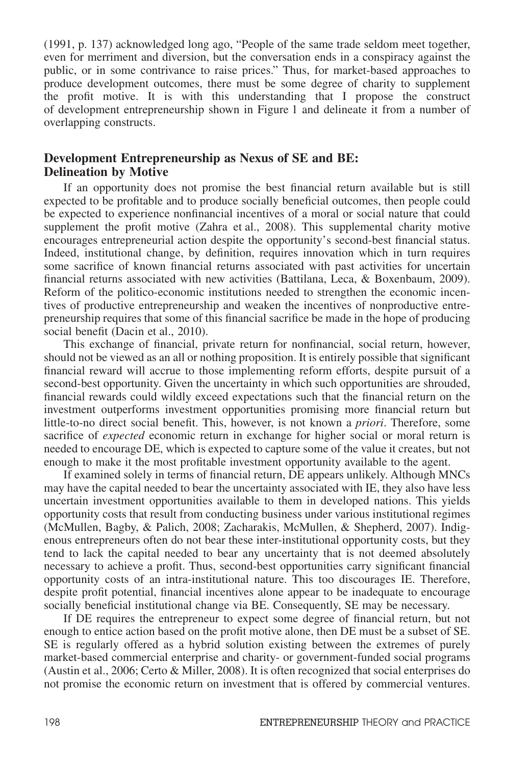(1991, p. 137) acknowledged long ago, "People of the same trade seldom meet together, even for merriment and diversion, but the conversation ends in a conspiracy against the public, or in some contrivance to raise prices." Thus, for market-based approaches to produce development outcomes, there must be some degree of charity to supplement the profit motive. It is with this understanding that I propose the construct of development entrepreneurship shown in Figure 1 and delineate it from a number of overlapping constructs.

## Development Entrepreneurship as Nexus of SE and BE: Delineation by Motive

If an opportunity does not promise the best financial return available but is still expected to be profitable and to produce socially beneficial outcomes, then people could be expected to experience nonfinancial incentives of a moral or social nature that could supplement the profit motive (Zahra et al., 2008). This supplemental charity motive encourages entrepreneurial action despite the opportunity's second-best financial status. Indeed, institutional change, by definition, requires innovation which in turn requires some sacrifice of known financial returns associated with past activities for uncertain financial returns associated with new activities (Battilana, Leca, & Boxenbaum, 2009). Reform of the politico-economic institutions needed to strengthen the economic incentives of productive entrepreneurship and weaken the incentives of nonproductive entrepreneurship requires that some of this financial sacrifice be made in the hope of producing social benefit (Dacin et al., 2010).

This exchange of financial, private return for nonfinancial, social return, however, should not be viewed as an all or nothing proposition. It is entirely possible that significant financial reward will accrue to those implementing reform efforts, despite pursuit of a second-best opportunity. Given the uncertainty in which such opportunities are shrouded, financial rewards could wildly exceed expectations such that the financial return on the investment outperforms investment opportunities promising more financial return but little-to-no direct social benefit. This, however, is not known *a priori*. Therefore, some sacrifice of *expected* economic return in exchange for higher social or moral return is needed to encourage DE, which is expected to capture some of the value it creates, but not enough to make it the most profitable investment opportunity available to the agent.

If examined solely in terms of financial return, DE appears unlikely. Although MNCs may have the capital needed to bear the uncertainty associated with IE, they also have less uncertain investment opportunities available to them in developed nations. This yields opportunity costs that result from conducting business under various institutional regimes (McMullen, Bagby, & Palich, 2008; Zacharakis, McMullen, & Shepherd, 2007). Indigenous entrepreneurs often do not bear these inter-institutional opportunity costs, but they tend to lack the capital needed to bear any uncertainty that is not deemed absolutely necessary to achieve a profit. Thus, second-best opportunities carry significant financial opportunity costs of an intra-institutional nature. This too discourages IE. Therefore, despite profit potential, financial incentives alone appear to be inadequate to encourage socially beneficial institutional change via BE. Consequently, SE may be necessary.

If DE requires the entrepreneur to expect some degree of financial return, but not enough to entice action based on the profit motive alone, then DE must be a subset of SE. SE is regularly offered as a hybrid solution existing between the extremes of purely market-based commercial enterprise and charity- or government-funded social programs (Austin et al., 2006; Certo & Miller, 2008). It is often recognized that social enterprises do not promise the economic return on investment that is offered by commercial ventures.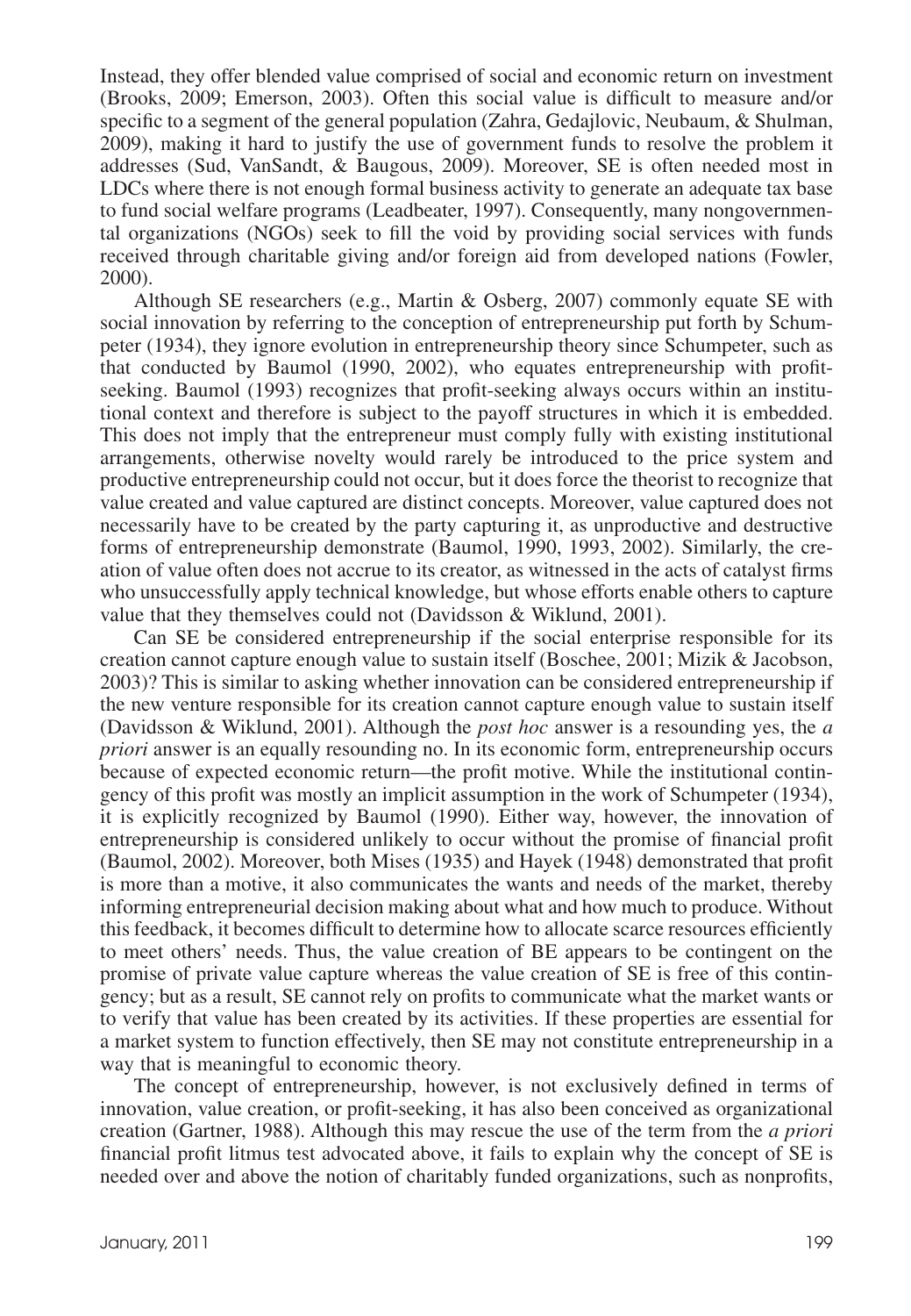Instead, they offer blended value comprised of social and economic return on investment (Brooks, 2009; Emerson, 2003). Often this social value is difficult to measure and/or specific to a segment of the general population (Zahra, Gedajlovic, Neubaum, & Shulman, 2009), making it hard to justify the use of government funds to resolve the problem it addresses (Sud, VanSandt, & Baugous, 2009). Moreover, SE is often needed most in LDCs where there is not enough formal business activity to generate an adequate tax base to fund social welfare programs (Leadbeater, 1997). Consequently, many nongovernmental organizations (NGOs) seek to fill the void by providing social services with funds received through charitable giving and/or foreign aid from developed nations (Fowler, 2000).

Although SE researchers (e.g., Martin & Osberg, 2007) commonly equate SE with social innovation by referring to the conception of entrepreneurship put forth by Schumpeter (1934), they ignore evolution in entrepreneurship theory since Schumpeter, such as that conducted by Baumol (1990, 2002), who equates entrepreneurship with profit-seeking. Baumol (1993) recognizes that profit-seeking always occurs within an institutional context and therefore is subject to the payoff structures in which it is embedded. This does not imply that the entrepreneur must comply fully with existing institutional arrangements, otherwise novelty would rarely be introduced to the price system and productive entrepreneurship could not occur, but it does force the theorist to recognize that value created and value captured are distinct concepts. Moreover, value captured does not necessarily have to be created by the party capturing it, as unproductive and destructive forms of entrepreneurship demonstrate (Baumol, 1990, 1993, 2002). Similarly, the creation of value often does not accrue to its creator, as witnessed in the acts of catalyst firms who unsuccessfully apply technical knowledge, but whose efforts enable others to capture value that they themselves could not (Davidsson & Wiklund, 2001).

Can SE be considered entrepreneurship if the social enterprise responsible for its creation cannot capture enough value to sustain itself (Boschee, 2001; Mizik & Jacobson, 2003)? This is similar to asking whether innovation can be considered entrepreneurship if the new venture responsible for its creation cannot capture enough value to sustain itself (Davidsson & Wiklund, 2001). Although the *post hoc* answer is a resounding yes, the *a priori* answer is an equally resounding no. In its economic form, entrepreneurship occurs because of expected economic return—the profit motive. While the institutional contingency of this profit was mostly an implicit assumption in the work of Schumpeter (1934), it is explicitly recognized by Baumol (1990). Either way, however, the innovation of entrepreneurship is considered unlikely to occur without the promise of financial profit (Baumol, 2002). Moreover, both Mises (1935) and Hayek (1948) demonstrated that profit is more than a motive, it also communicates the wants and needs of the market, thereby informing entrepreneurial decision making about what and how much to produce. Without this feedback, it becomes difficult to determine how to allocate scarce resources efficiently to meet others' needs. Thus, the value creation of BE appears to be contingent on the promise of private value capture whereas the value creation of SE is free of this contingency; but as a result, SE cannot rely on profits to communicate what the market wants or to verify that value has been created by its activities. If these properties are essential for a market system to function effectively, then SE may not constitute entrepreneurship in a way that is meaningful to economic theory.

The concept of entrepreneurship, however, is not exclusively defined in terms of innovation, value creation, or profit-seeking, it has also been conceived as organizational creation (Gartner, 1988). Although this may rescue the use of the term from the *a priori* financial profit litmus test advocated above, it fails to explain why the concept of SE is needed over and above the notion of charitably funded organizations, such as nonprofits,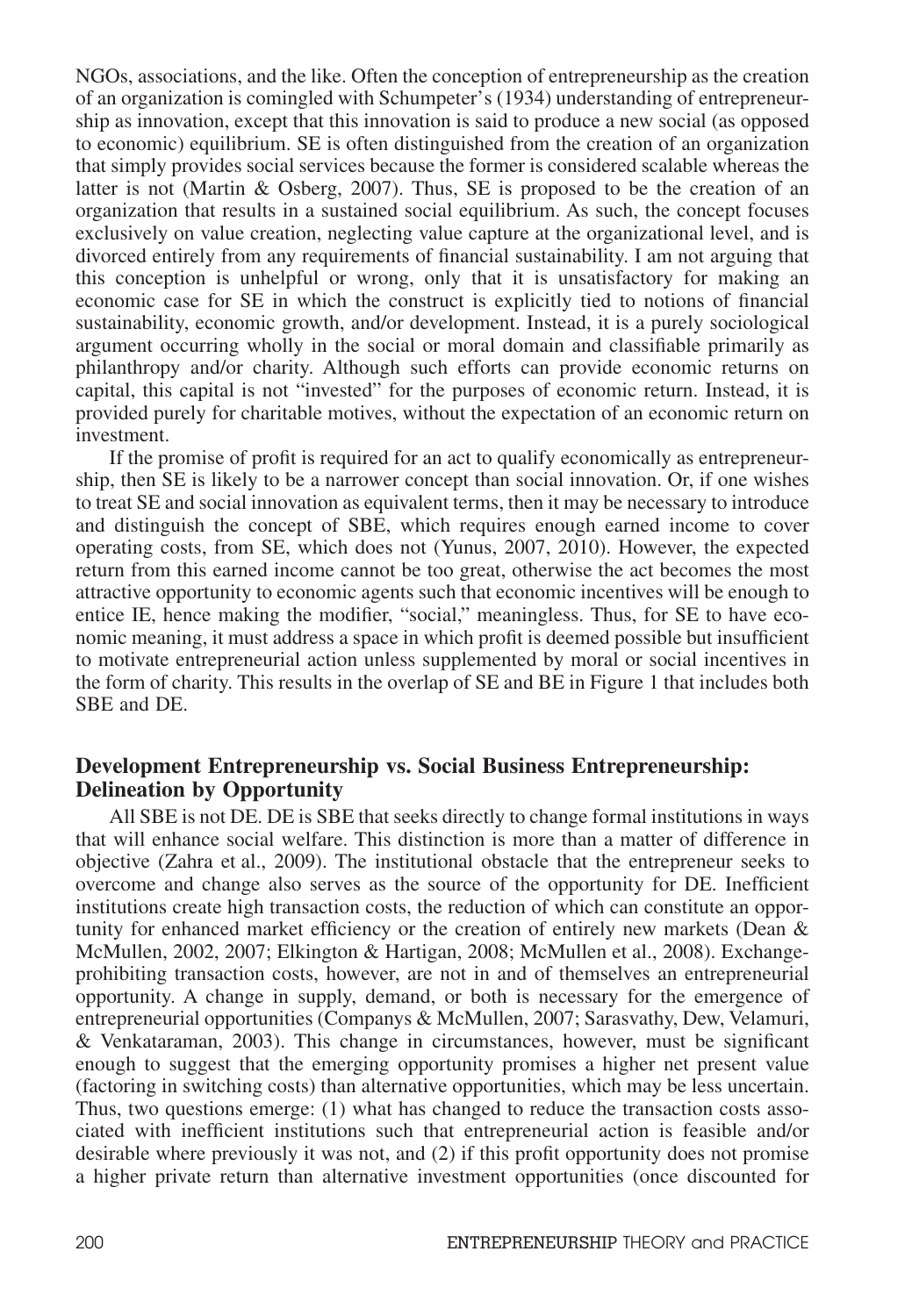NGOs, associations, and the like. Often the conception of entrepreneurship as the creation of an organization is comingled with Schumpeter's (1934) understanding of entrepreneurship as innovation, except that this innovation is said to produce a new social (as opposed to economic) equilibrium. SE is often distinguished from the creation of an organization that simply provides social services because the former is considered scalable whereas the latter is not (Martin & Osberg, 2007). Thus, SE is proposed to be the creation of an organization that results in a sustained social equilibrium. As such, the concept focuses exclusively on value creation, neglecting value capture at the organizational level, and is divorced entirely from any requirements of financial sustainability. I am not arguing that this conception is unhelpful or wrong, only that it is unsatisfactory for making an economic case for SE in which the construct is explicitly tied to notions of financial sustainability, economic growth, and/or development. Instead, it is a purely sociological argument occurring wholly in the social or moral domain and classifiable primarily as philanthropy and/or charity. Although such efforts can provide economic returns on capital, this capital is not "invested" for the purposes of economic return. Instead, it is provided purely for charitable motives, without the expectation of an economic return on investment.

If the promise of profit is required for an act to qualify economically as entrepreneurship, then SE is likely to be a narrower concept than social innovation. Or, if one wishes to treat SE and social innovation as equivalent terms, then it may be necessary to introduce and distinguish the concept of SBE, which requires enough earned income to cover operating costs, from SE, which does not (Yunus, 2007, 2010). However, the expected return from this earned income cannot be too great, otherwise the act becomes the most attractive opportunity to economic agents such that economic incentives will be enough to entice IE, hence making the modifier, "social," meaningless. Thus, for SE to have economic meaning, it must address a space in which profit is deemed possible but insufficient to motivate entrepreneurial action unless supplemented by moral or social incentives in the form of charity. This results in the overlap of SE and BE in Figure 1 that includes both SBE and DE.

## Development Entrepreneurship vs. Social Business Entrepreneurship: Delineation by Opportunity

All SBE is not DE. DE is SBE that seeks directly to change formal institutions in ways that will enhance social welfare. This distinction is more than a matter of difference in objective (Zahra et al., 2009). The institutional obstacle that the entrepreneur seeks to overcome and change also serves as the source of the opportunity for DE. Inefficient institutions create high transaction costs, the reduction of which can constitute an opportunity for enhanced market efficiency or the creation of entirely new markets (Dean & McMullen, 2002, 2007; Elkington & Hartigan, 2008; McMullen et al., 2008). Exchange-prohibiting transaction costs, however, are not in and of themselves an entrepreneurial opportunity. A change in supply, demand, or both is necessary for the emergence of entrepreneurial opportunities (Companys & McMullen, 2007; Sarasvathy, Dew, Velamuri, & Venkataraman, 2003). This change in circumstances, however, must be significant enough to suggest that the emerging opportunity promises a higher net present value (factoring in switching costs) than alternative opportunities, which may be less uncertain. Thus, two questions emerge: (1) what has changed to reduce the transaction costs associated with inefficient institutions such that entrepreneurial action is feasible and/or desirable where previously it was not, and (2) if this profit opportunity does not promise a higher private return than alternative investment opportunities (once discounted for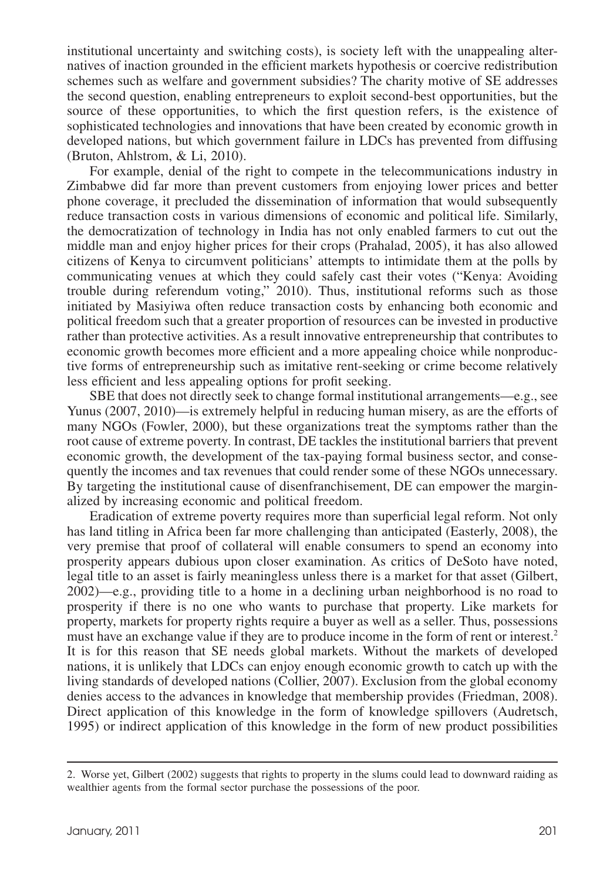institutional uncertainty and switching costs), is society left with the unappealing alternatives of inaction grounded in the efficient markets hypothesis or coercive redistribution schemes such as welfare and government subsidies? The charity motive of SE addresses the second question, enabling entrepreneurs to exploit second-best opportunities, but the source of these opportunities, to which the first question refers, is the existence of sophisticated technologies and innovations that have been created by economic growth in developed nations, but which government failure in LDCs has prevented from diffusing (Bruton, Ahlstrom, & Li, 2010).

For example, denial of the right to compete in the telecommunications industry in Zimbabwe did far more than prevent customers from enjoying lower prices and better phone coverage, it precluded the dissemination of information that would subsequently reduce transaction costs in various dimensions of economic and political life. Similarly, the democratization of technology in India has not only enabled farmers to cut out the middle man and enjoy higher prices for their crops (Prahalad, 2005), it has also allowed citizens of Kenya to circumvent politicians' attempts to intimidate them at the polls by communicating venues at which they could safely cast their votes ("Kenya: Avoiding trouble during referendum voting," 2010). Thus, institutional reforms such as those initiated by Masiyiwa often reduce transaction costs by enhancing both economic and political freedom such that a greater proportion of resources can be invested in productive rather than protective activities. As a result innovative entrepreneurship that contributes to economic growth becomes more efficient and a more appealing choice while nonproductive forms of entrepreneurship such as imitative rent-seeking or crime become relatively less efficient and less appealing options for profit seeking.

SBE that does not directly seek to change formal institutional arrangements—e.g., see Yunus (2007, 2010)—is extremely helpful in reducing human misery, as are the efforts of many NGOs (Fowler, 2000), but these organizations treat the symptoms rather than the root cause of extreme poverty. In contrast, DE tackles the institutional barriers that prevent economic growth, the development of the tax-paying formal business sector, and consequently the incomes and tax revenues that could render some of these NGOs unnecessary. By targeting the institutional cause of disenfranchisement, DE can empower the marginalized by increasing economic and political freedom.

Eradication of extreme poverty requires more than superficial legal reform. Not only has land titling in Africa been far more challenging than anticipated (Easterly, 2008), the very premise that proof of collateral will enable consumers to spend an economy into prosperity appears dubious upon closer examination. As critics of DeSoto have noted, legal title to an asset is fairly meaningless unless there is a market for that asset (Gilbert, 2002)—e.g., providing title to a home in a declining urban neighborhood is no road to prosperity if there is no one who wants to purchase that property. Like markets for property, markets for property rights require a buyer as well as a seller. Thus, possessions must have an exchange value if they are to produce income in the form of rent or interest.[2] It is for this reason that SE needs global markets. Without the markets of developed nations, it is unlikely that LDCs can enjoy enough economic growth to catch up with the living standards of developed nations (Collier, 2007). Exclusion from the global economy denies access to the advances in knowledge that membership provides (Friedman, 2008). Direct application of this knowledge in the form of knowledge spillovers (Audretsch, 1995) or indirect application of this knowledge in the form of new product possibilities

2. Worse yet, Gilbert (2002) suggests that rights to property in the slums could lead to downward raiding as wealthier agents from the formal sector purchase the possessions of the poor.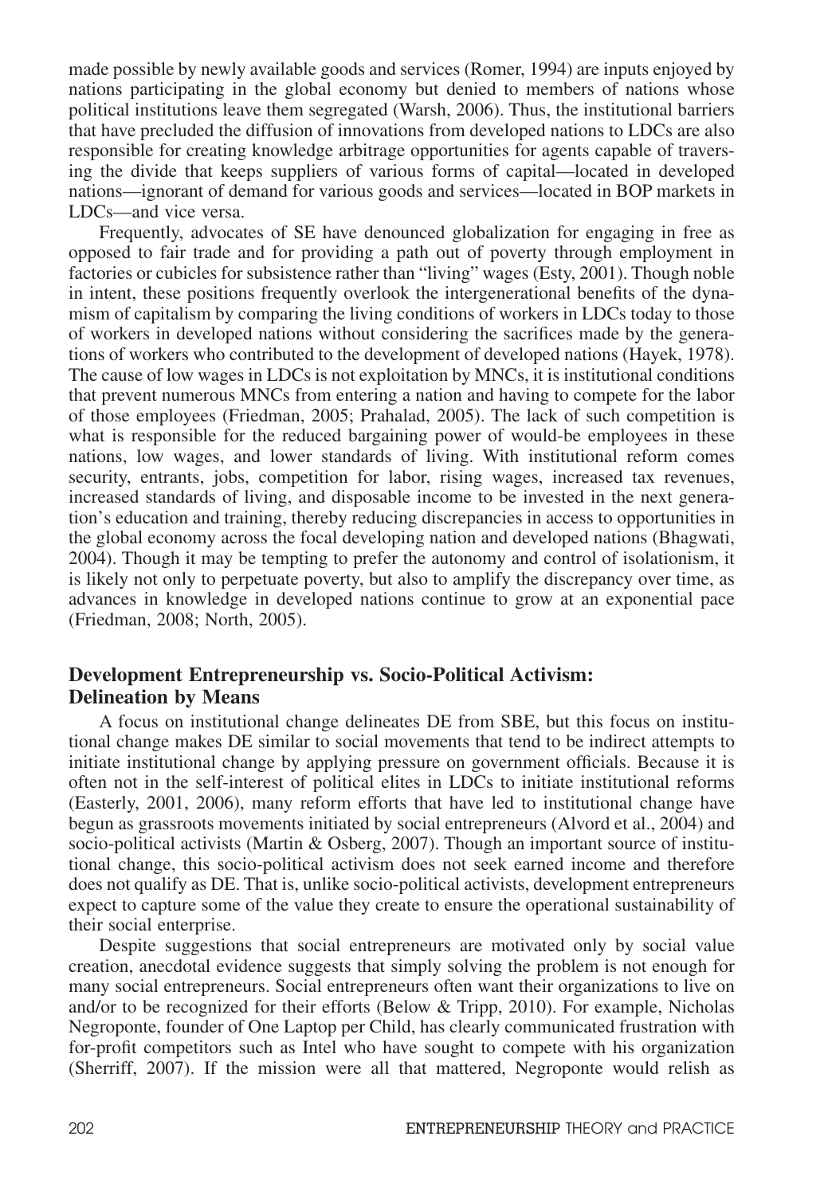made possible by newly available goods and services (Romer, 1994) are inputs enjoyed by nations participating in the global economy but denied to members of nations whose political institutions leave them segregated (Warsh, 2006). Thus, the institutional barriers that have precluded the diffusion of innovations from developed nations to LDCs are also responsible for creating knowledge arbitrage opportunities for agents capable of traversing the divide that keeps suppliers of various forms of capital—located in developed nations—ignorant of demand for various goods and services—located in BOP markets in LDCs—and vice versa.

Frequently, advocates of SE have denounced globalization for engaging in free as opposed to fair trade and for providing a path out of poverty through employment in factories or cubicles for subsistence rather than "living" wages (Esty, 2001). Though noble in intent, these positions frequently overlook the intergenerational benefits of the dynamism of capitalism by comparing the living conditions of workers in LDCs today to those of workers in developed nations without considering the sacrifices made by the generations of workers who contributed to the development of developed nations (Hayek, 1978). The cause of low wages in LDCs is not exploitation by MNCs, it is institutional conditions that prevent numerous MNCs from entering a nation and having to compete for the labor of those employees (Friedman, 2005; Prahalad, 2005). The lack of such competition is what is responsible for the reduced bargaining power of would-be employees in these nations, low wages, and lower standards of living. With institutional reform comes security, entrants, jobs, competition for labor, rising wages, increased tax revenues, increased standards of living, and disposable income to be invested in the next generation's education and training, thereby reducing discrepancies in access to opportunities in the global economy across the focal developing nation and developed nations (Bhagwati, 2004). Though it may be tempting to prefer the autonomy and control of isolationism, it is likely not only to perpetuate poverty, but also to amplify the discrepancy over time, as advances in knowledge in developed nations continue to grow at an exponential pace (Friedman, 2008; North, 2005).

## Development Entrepreneurship vs. Socio-Political Activism: Delineation by Means

A focus on institutional change delineates DE from SBE, but this focus on institutional change makes DE similar to social movements that tend to be indirect attempts to initiate institutional change by applying pressure on government officials. Because it is often not in the self-interest of political elites in LDCs to initiate institutional reforms (Easterly, 2001, 2006), many reform efforts that have led to institutional change have begun as grassroots movements initiated by social entrepreneurs (Alvord et al., 2004) and socio-political activists (Martin & Osberg, 2007). Though an important source of institutional change, this socio-political activism does not seek earned income and therefore does not qualify as DE. That is, unlike socio-political activists, development entrepreneurs expect to capture some of the value they create to ensure the operational sustainability of their social enterprise.

Despite suggestions that social entrepreneurs are motivated only by social value creation, anecdotal evidence suggests that simply solving the problem is not enough for many social entrepreneurs. Social entrepreneurs often want their organizations to live on and/or to be recognized for their efforts (Below & Tripp, 2010). For example, Nicholas Negroponte, founder of One Laptop per Child, has clearly communicated frustration with for-profit competitors such as Intel who have sought to compete with his organization (Sherriff, 2007). If the mission were all that mattered, Negroponte would relish as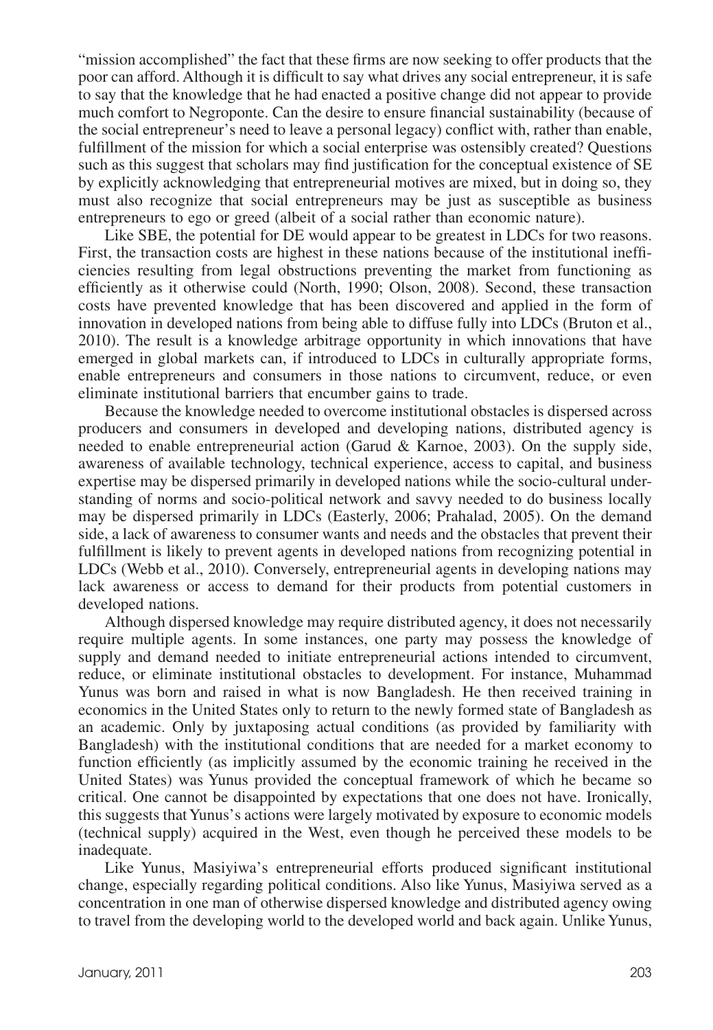"mission accomplished" the fact that these firms are now seeking to offer products that the poor can afford. Although it is difficult to say what drives any social entrepreneur, it is safe to say that the knowledge that he had enacted a positive change did not appear to provide much comfort to Negroponte. Can the desire to ensure financial sustainability (because of the social entrepreneur's need to leave a personal legacy) conflict with, rather than enable, fulfillment of the mission for which a social enterprise was ostensibly created? Questions such as this suggest that scholars may find justification for the conceptual existence of SE by explicitly acknowledging that entrepreneurial motives are mixed, but in doing so, they must also recognize that social entrepreneurs may be just as susceptible as business entrepreneurs to ego or greed (albeit of a social rather than economic nature).

Like SBE, the potential for DE would appear to be greatest in LDCs for two reasons. First, the transaction costs are highest in these nations because of the institutional inefficiencies resulting from legal obstructions preventing the market from functioning as efficiently as it otherwise could (North, 1990; Olson, 2008). Second, these transaction costs have prevented knowledge that has been discovered and applied in the form of innovation in developed nations from being able to diffuse fully into LDCs (Bruton et al., 2010). The result is a knowledge arbitrage opportunity in which innovations that have emerged in global markets can, if introduced to LDCs in culturally appropriate forms, enable entrepreneurs and consumers in those nations to circumvent, reduce, or even eliminate institutional barriers that encumber gains to trade.

Because the knowledge needed to overcome institutional obstacles is dispersed across producers and consumers in developed and developing nations, distributed agency is needed to enable entrepreneurial action (Garud & Karnoe, 2003). On the supply side, awareness of available technology, technical experience, access to capital, and business expertise may be dispersed primarily in developed nations while the socio-cultural understanding of norms and socio-political network and savvy needed to do business locally may be dispersed primarily in LDCs (Easterly, 2006; Prahalad, 2005). On the demand side, a lack of awareness to consumer wants and needs and the obstacles that prevent their fulfillment is likely to prevent agents in developed nations from recognizing potential in LDCs (Webb et al., 2010). Conversely, entrepreneurial agents in developing nations may lack awareness or access to demand for their products from potential customers in developed nations.

Although dispersed knowledge may require distributed agency, it does not necessarily require multiple agents. In some instances, one party may possess the knowledge of supply and demand needed to initiate entrepreneurial actions intended to circumvent, reduce, or eliminate institutional obstacles to development. For instance, Muhammad Yunus was born and raised in what is now Bangladesh. He then received training in economics in the United States only to return to the newly formed state of Bangladesh as an academic. Only by juxtaposing actual conditions (as provided by familiarity with Bangladesh) with the institutional conditions that are needed for a market economy to function efficiently (as implicitly assumed by the economic training he received in the United States) was Yunus provided the conceptual framework of which he became so critical. One cannot be disappointed by expectations that one does not have. Ironically, this suggests that Yunus's actions were largely motivated by exposure to economic models (technical supply) acquired in the West, even though he perceived these models to be inadequate.

Like Yunus, Masiyiwa's entrepreneurial efforts produced significant institutional change, especially regarding political conditions. Also like Yunus, Masiyiwa served as a concentration in one man of otherwise dispersed knowledge and distributed agency owing to travel from the developing world to the developed world and back again. Unlike Yunus,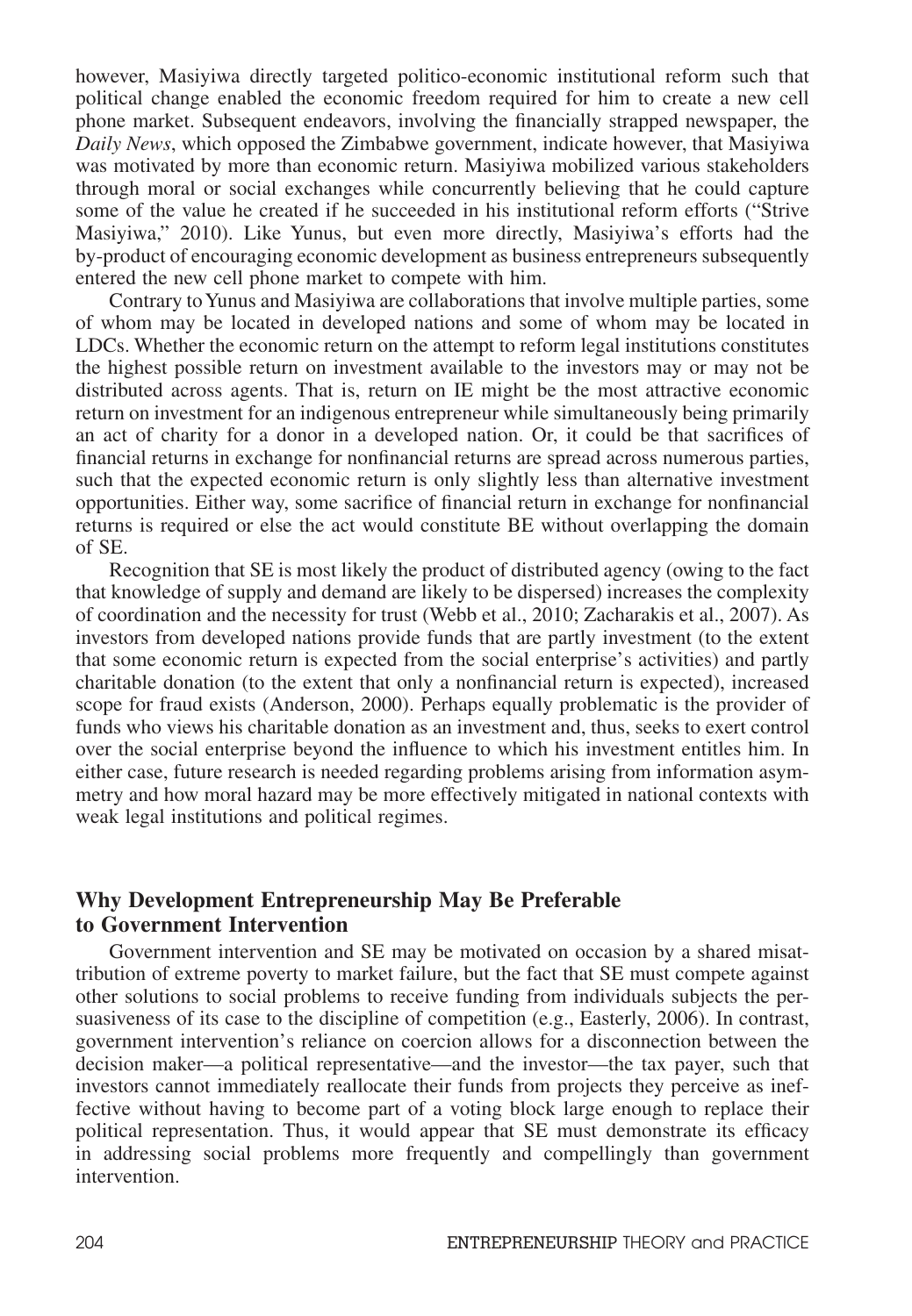however, Masiyiwa directly targeted politico-economic institutional reform such that political change enabled the economic freedom required for him to create a new cell phone market. Subsequent endeavors, involving the financially strapped newspaper, the *Daily News*, which opposed the Zimbabwe government, indicate however, that Masiyiwa was motivated by more than economic return. Masiyiwa mobilized various stakeholders through moral or social exchanges while concurrently believing that he could capture some of the value he created if he succeeded in his institutional reform efforts ("Strive Masiyiwa," 2010). Like Yunus, but even more directly, Masiyiwa's efforts had the by-product of encouraging economic development as business entrepreneurs subsequently entered the new cell phone market to compete with him.

Contrary to Yunus and Masiyiwa are collaborations that involve multiple parties, some of whom may be located in developed nations and some of whom may be located in LDCs. Whether the economic return on the attempt to reform legal institutions constitutes the highest possible return on investment available to the investors may or may not be distributed across agents. That is, return on IE might be the most attractive economic return on investment for an indigenous entrepreneur while simultaneously being primarily an act of charity for a donor in a developed nation. Or, it could be that sacrifices of financial returns in exchange for nonfinancial returns are spread across numerous parties, such that the expected economic return is only slightly less than alternative investment opportunities. Either way, some sacrifice of financial return in exchange for nonfinancial returns is required or else the act would constitute BE without overlapping the domain of SE.

Recognition that SE is most likely the product of distributed agency (owing to the fact that knowledge of supply and demand are likely to be dispersed) increases the complexity of coordination and the necessity for trust (Webb et al., 2010; Zacharakis et al., 2007). As investors from developed nations provide funds that are partly investment (to the extent that some economic return is expected from the social enterprise's activities) and partly charitable donation (to the extent that only a nonfinancial return is expected), increased scope for fraud exists (Anderson, 2000). Perhaps equally problematic is the provider of funds who views his charitable donation as an investment and, thus, seeks to exert control over the social enterprise beyond the influence to which his investment entitles him. In either case, future research is needed regarding problems arising from information asymmetry and how moral hazard may be more effectively mitigated in national contexts with weak legal institutions and political regimes.

## Why Development Entrepreneurship May Be Preferable to Government Intervention

Government intervention and SE may be motivated on occasion by a shared misattribution of extreme poverty to market failure, but the fact that SE must compete against other solutions to social problems to receive funding from individuals subjects the persuasiveness of its case to the discipline of competition (e.g., Easterly, 2006). In contrast, government intervention's reliance on coercion allows for a disconnection between the decision maker—a political representative—and the investor—the tax payer, such that investors cannot immediately reallocate their funds from projects they perceive as ineffective without having to become part of a voting block large enough to replace their political representation. Thus, it would appear that SE must demonstrate its efficacy in addressing social problems more frequently and compellingly than government intervention.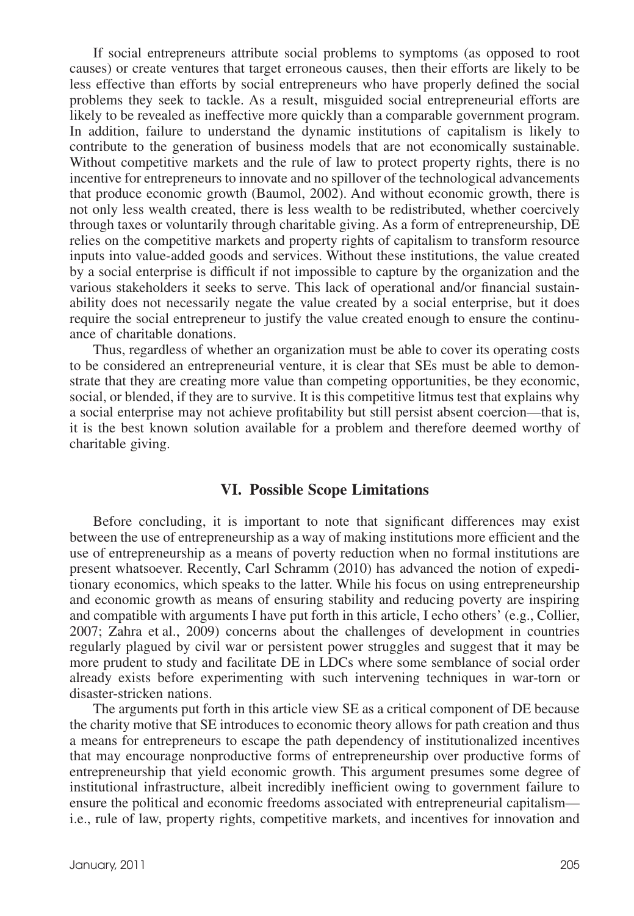If social entrepreneurs attribute social problems to symptoms (as opposed to root causes) or create ventures that target erroneous causes, then their efforts are likely to be less effective than efforts by social entrepreneurs who have properly defined the social problems they seek to tackle. As a result, misguided social entrepreneurial efforts are likely to be revealed as ineffective more quickly than a comparable government program. In addition, failure to understand the dynamic institutions of capitalism is likely to contribute to the generation of business models that are not economically sustainable. Without competitive markets and the rule of law to protect property rights, there is no incentive for entrepreneurs to innovate and no spillover of the technological advancements that produce economic growth (Baumol, 2002). And without economic growth, there is not only less wealth created, there is less wealth to be redistributed, whether coercively through taxes or voluntarily through charitable giving. As a form of entrepreneurship, DE relies on the competitive markets and property rights of capitalism to transform resource inputs into value-added goods and services. Without these institutions, the value created by a social enterprise is difficult if not impossible to capture by the organization and the various stakeholders it seeks to serve. This lack of operational and/or financial sustainability does not necessarily negate the value created by a social enterprise, but it does require the social entrepreneur to justify the value created enough to ensure the continuance of charitable donations.

Thus, regardless of whether an organization must be able to cover its operating costs to be considered an entrepreneurial venture, it is clear that SEs must be able to demonstrate that they are creating more value than competing opportunities, be they economic, social, or blended, if they are to survive. It is this competitive litmus test that explains why a social enterprise may not achieve profitability but still persist absent coercion—that is, it is the best known solution available for a problem and therefore deemed worthy of charitable giving.

## VI. Possible Scope Limitations

Before concluding, it is important to note that significant differences may exist between the use of entrepreneurship as a way of making institutions more efficient and the use of entrepreneurship as a means of poverty reduction when no formal institutions are present whatsoever. Recently, Carl Schramm (2010) has advanced the notion of expeditionary economics, which speaks to the latter. While his focus on using entrepreneurship and economic growth as means of ensuring stability and reducing poverty are inspiring and compatible with arguments I have put forth in this article, I echo others' (e.g., Collier, 2007; Zahra et al., 2009) concerns about the challenges of development in countries regularly plagued by civil war or persistent power struggles and suggest that it may be more prudent to study and facilitate DE in LDCs where some semblance of social order already exists before experimenting with such intervening techniques in war-torn or disaster-stricken nations.

The arguments put forth in this article view SE as a critical component of DE because the charity motive that SE introduces to economic theory allows for path creation and thus a means for entrepreneurs to escape the path dependency of institutionalized incentives that may encourage nonproductive forms of entrepreneurship over productive forms of entrepreneurship that yield economic growth. This argument presumes some degree of institutional infrastructure, albeit incredibly inefficient owing to government failure to ensure the political and economic freedoms associated with entrepreneurial capitalism—i.e., rule of law, property rights, competitive markets, and incentives for innovation and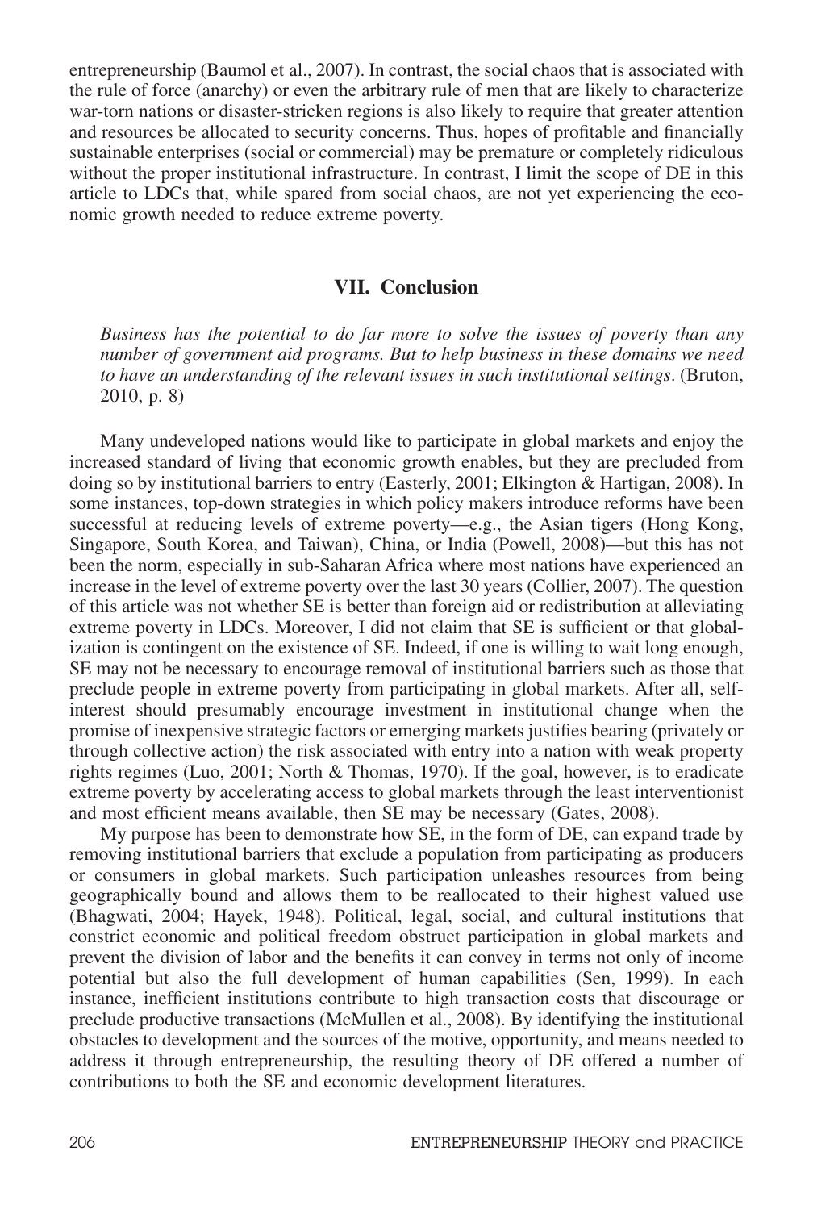entrepreneurship (Baumol et al., 2007). In contrast, the social chaos that is associated with the rule of force (anarchy) or even the arbitrary rule of men that are likely to characterize war-torn nations or disaster-stricken regions is also likely to require that greater attention and resources be allocated to security concerns. Thus, hopes of profitable and financially sustainable enterprises (social or commercial) may be premature or completely ridiculous without the proper institutional infrastructure. In contrast, I limit the scope of DE in this article to LDCs that, while spared from social chaos, are not yet experiencing the economic growth needed to reduce extreme poverty.

## VII. Conclusion

*Business has the potential to do far more to solve the issues of poverty than any number of government aid programs. But to help business in these domains we need to have an understanding of the relevant issues in such institutional settings*. (Bruton, 2010, p. 8)

Many undeveloped nations would like to participate in global markets and enjoy the increased standard of living that economic growth enables, but they are precluded from doing so by institutional barriers to entry (Easterly, 2001; Elkington & Hartigan, 2008). In some instances, top-down strategies in which policy makers introduce reforms have been successful at reducing levels of extreme poverty—e.g., the Asian tigers (Hong Kong, Singapore, South Korea, and Taiwan), China, or India (Powell, 2008)—but this has not been the norm, especially in sub-Saharan Africa where most nations have experienced an increase in the level of extreme poverty over the last 30 years (Collier, 2007). The question of this article was not whether SE is better than foreign aid or redistribution at alleviating extreme poverty in LDCs. Moreover, I did not claim that SE is sufficient or that globalization is contingent on the existence of SE. Indeed, if one is willing to wait long enough, SE may not be necessary to encourage removal of institutional barriers such as those that preclude people in extreme poverty from participating in global markets. After all, self-interest should presumably encourage investment in institutional change when the promise of inexpensive strategic factors or emerging markets justifies bearing (privately or through collective action) the risk associated with entry into a nation with weak property rights regimes (Luo, 2001; North & Thomas, 1970). If the goal, however, is to eradicate extreme poverty by accelerating access to global markets through the least interventionist and most efficient means available, then SE may be necessary (Gates, 2008).

My purpose has been to demonstrate how SE, in the form of DE, can expand trade by removing institutional barriers that exclude a population from participating as producers or consumers in global markets. Such participation unleashes resources from being geographically bound and allows them to be reallocated to their highest valued use (Bhagwati, 2004; Hayek, 1948). Political, legal, social, and cultural institutions that constrict economic and political freedom obstruct participation in global markets and prevent the division of labor and the benefits it can convey in terms not only of income potential but also the full development of human capabilities (Sen, 1999). In each instance, inefficient institutions contribute to high transaction costs that discourage or preclude productive transactions (McMullen et al., 2008). By identifying the institutional obstacles to development and the sources of the motive, opportunity, and means needed to address it through entrepreneurship, the resulting theory of DE offered a number of contributions to both the SE and economic development literatures.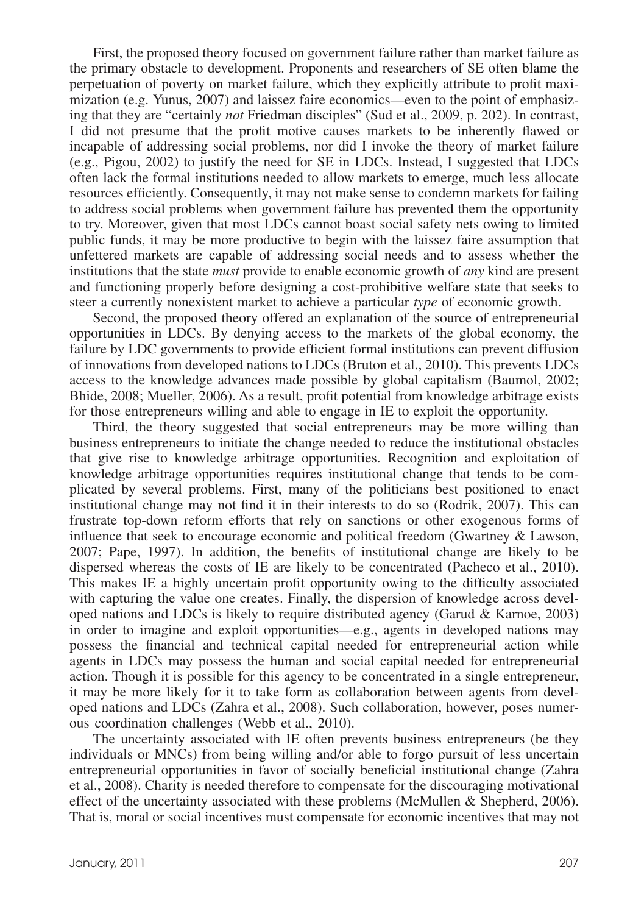First, the proposed theory focused on government failure rather than market failure as the primary obstacle to development. Proponents and researchers of SE often blame the perpetuation of poverty on market failure, which they explicitly attribute to profit maximization (e.g. Yunus, 2007) and laissez faire economics—even to the point of emphasizing that they are "certainly *not* Friedman disciples" (Sud et al., 2009, p. 202). In contrast, I did not presume that the profit motive causes markets to be inherently flawed or incapable of addressing social problems, nor did I invoke the theory of market failure (e.g., Pigou, 2002) to justify the need for SE in LDCs. Instead, I suggested that LDCs often lack the formal institutions needed to allow markets to emerge, much less allocate resources efficiently. Consequently, it may not make sense to condemn markets for failing to address social problems when government failure has prevented them the opportunity to try. Moreover, given that most LDCs cannot boast social safety nets owing to limited public funds, it may be more productive to begin with the laissez faire assumption that unfettered markets are capable of addressing social needs and to assess whether the institutions that the state *must* provide to enable economic growth of *any* kind are present and functioning properly before designing a cost-prohibitive welfare state that seeks to steer a currently nonexistent market to achieve a particular *type* of economic growth.

Second, the proposed theory offered an explanation of the source of entrepreneurial opportunities in LDCs. By denying access to the markets of the global economy, the failure by LDC governments to provide efficient formal institutions can prevent diffusion of innovations from developed nations to LDCs (Bruton et al., 2010). This prevents LDCs access to the knowledge advances made possible by global capitalism (Baumol, 2002; Bhide, 2008; Mueller, 2006). As a result, profit potential from knowledge arbitrage exists for those entrepreneurs willing and able to engage in IE to exploit the opportunity.

Third, the theory suggested that social entrepreneurs may be more willing than business entrepreneurs to initiate the change needed to reduce the institutional obstacles that give rise to knowledge arbitrage opportunities. Recognition and exploitation of knowledge arbitrage opportunities requires institutional change that tends to be complicated by several problems. First, many of the politicians best positioned to enact institutional change may not find it in their interests to do so (Rodrik, 2007). This can frustrate top-down reform efforts that rely on sanctions or other exogenous forms of influence that seek to encourage economic and political freedom (Gwartney & Lawson, 2007; Pape, 1997). In addition, the benefits of institutional change are likely to be dispersed whereas the costs of IE are likely to be concentrated (Pacheco et al., 2010). This makes IE a highly uncertain profit opportunity owing to the difficulty associated with capturing the value one creates. Finally, the dispersion of knowledge across developed nations and LDCs is likely to require distributed agency (Garud & Karnoe, 2003) in order to imagine and exploit opportunities—e.g., agents in developed nations may possess the financial and technical capital needed for entrepreneurial action while agents in LDCs may possess the human and social capital needed for entrepreneurial action. Though it is possible for this agency to be concentrated in a single entrepreneur, it may be more likely for it to take form as collaboration between agents from developed nations and LDCs (Zahra et al., 2008). Such collaboration, however, poses numerous coordination challenges (Webb et al., 2010).

The uncertainty associated with IE often prevents business entrepreneurs (be they individuals or MNCs) from being willing and/or able to forgo pursuit of less uncertain entrepreneurial opportunities in favor of socially beneficial institutional change (Zahra et al., 2008). Charity is needed therefore to compensate for the discouraging motivational effect of the uncertainty associated with these problems (McMullen & Shepherd, 2006). That is, moral or social incentives must compensate for economic incentives that may not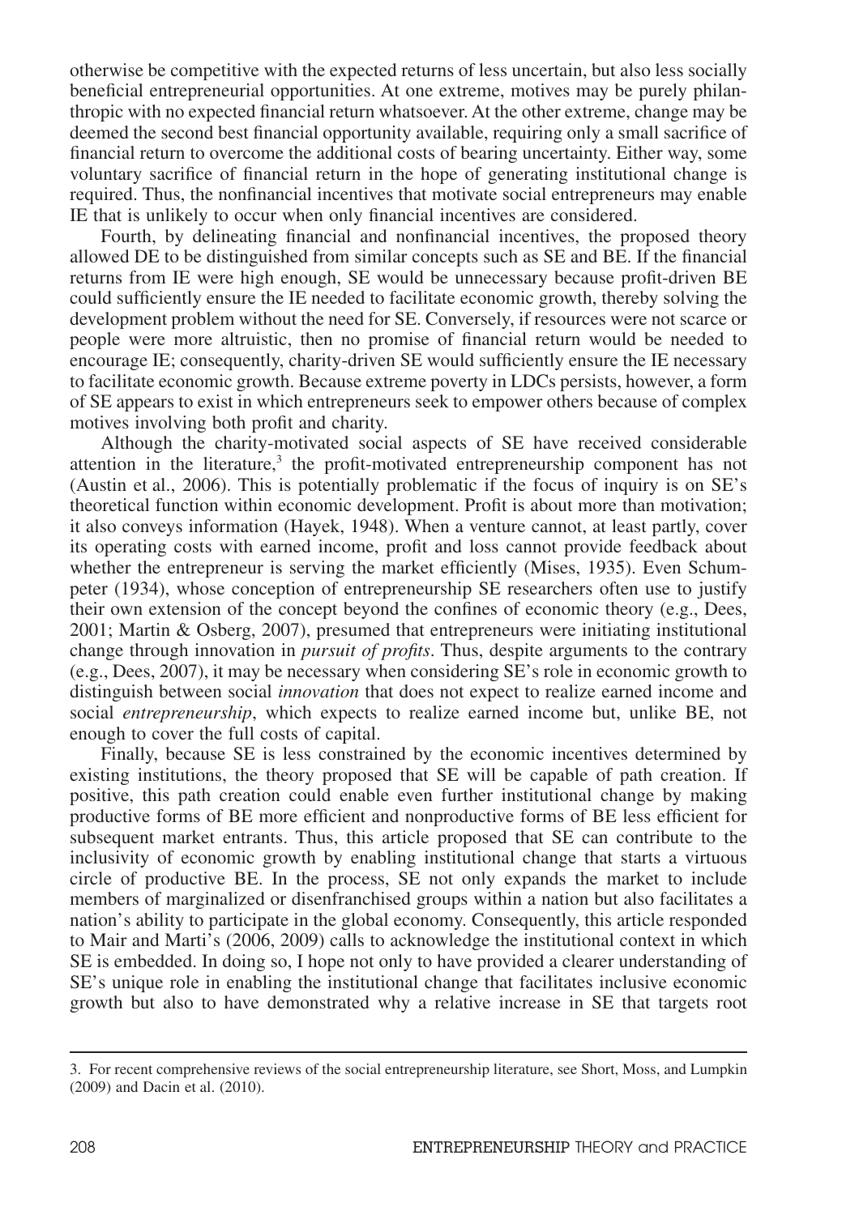otherwise be competitive with the expected returns of less uncertain, but also less socially beneficial entrepreneurial opportunities. At one extreme, motives may be purely philanthropic with no expected financial return whatsoever. At the other extreme, change may be deemed the second best financial opportunity available, requiring only a small sacrifice of financial return to overcome the additional costs of bearing uncertainty. Either way, some voluntary sacrifice of financial return in the hope of generating institutional change is required. Thus, the nonfinancial incentives that motivate social entrepreneurs may enable IE that is unlikely to occur when only financial incentives are considered.

Fourth, by delineating financial and nonfinancial incentives, the proposed theory allowed DE to be distinguished from similar concepts such as SE and BE. If the financial returns from IE were high enough, SE would be unnecessary because profit-driven BE could sufficiently ensure the IE needed to facilitate economic growth, thereby solving the development problem without the need for SE. Conversely, if resources were not scarce or people were more altruistic, then no promise of financial return would be needed to encourage IE; consequently, charity-driven SE would sufficiently ensure the IE necessary to facilitate economic growth. Because extreme poverty in LDCs persists, however, a form of SE appears to exist in which entrepreneurs seek to empower others because of complex motives involving both profit and charity.

Although the charity-motivated social aspects of SE have received considerable attention in the literature,[3] the profit-motivated entrepreneurship component has not (Austin et al., 2006). This is potentially problematic if the focus of inquiry is on SE's theoretical function within economic development. Profit is about more than motivation; it also conveys information (Hayek, 1948). When a venture cannot, at least partly, cover its operating costs with earned income, profit and loss cannot provide feedback about whether the entrepreneur is serving the market efficiently (Mises, 1935). Even Schumpeter (1934), whose conception of entrepreneurship SE researchers often use to justify their own extension of the concept beyond the confines of economic theory (e.g., Dees, 2001; Martin & Osberg, 2007), presumed that entrepreneurs were initiating institutional change through innovation in *pursuit of profits*. Thus, despite arguments to the contrary (e.g., Dees, 2007), it may be necessary when considering SE's role in economic growth to distinguish between social *innovation* that does not expect to realize earned income and social *entrepreneurship*, which expects to realize earned income but, unlike BE, not enough to cover the full costs of capital.

Finally, because SE is less constrained by the economic incentives determined by existing institutions, the theory proposed that SE will be capable of path creation. If positive, this path creation could enable even further institutional change by making productive forms of BE more efficient and nonproductive forms of BE less efficient for subsequent market entrants. Thus, this article proposed that SE can contribute to the inclusivity of economic growth by enabling institutional change that starts a virtuous circle of productive BE. In the process, SE not only expands the market to include members of marginalized or disenfranchised groups within a nation but also facilitates a nation's ability to participate in the global economy. Consequently, this article responded to Mair and Marti's (2006, 2009) calls to acknowledge the institutional context in which SE is embedded. In doing so, I hope not only to have provided a clearer understanding of SE's unique role in enabling the institutional change that facilitates inclusive economic growth but also to have demonstrated why a relative increase in SE that targets root

3. For recent comprehensive reviews of the social entrepreneurship literature, see Short, Moss, and Lumpkin (2009) and Dacin et al. (2010).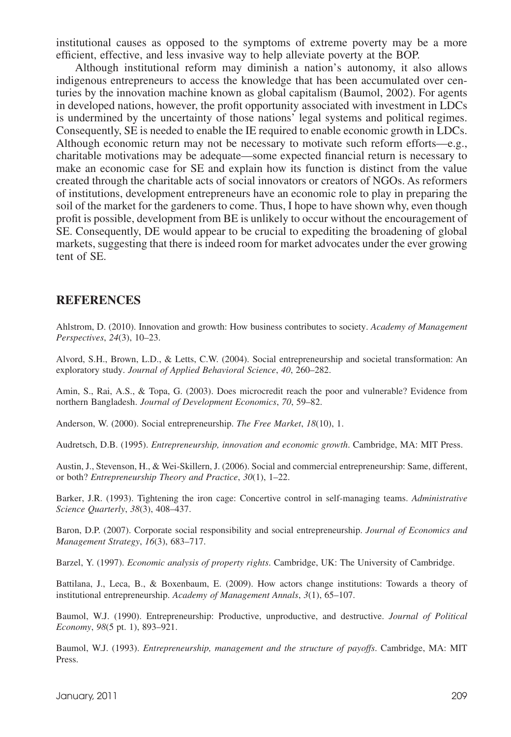institutional causes as opposed to the symptoms of extreme poverty may be a more efficient, effective, and less invasive way to help alleviate poverty at the BOP.

Although institutional reform may diminish a nation's autonomy, it also allows indigenous entrepreneurs to access the knowledge that has been accumulated over centuries by the innovation machine known as global capitalism (Baumol, 2002). For agents in developed nations, however, the profit opportunity associated with investment in LDCs is undermined by the uncertainty of those nations' legal systems and political regimes. Consequently, SE is needed to enable the IE required to enable economic growth in LDCs. Although economic return may not be necessary to motivate such reform efforts—e.g., charitable motivations may be adequate—some expected financial return is necessary to make an economic case for SE and explain how its function is distinct from the value created through the charitable acts of social innovators or creators of NGOs. As reformers of institutions, development entrepreneurs have an economic role to play in preparing the soil of the market for the gardeners to come. Thus, I hope to have shown why, even though profit is possible, development from BE is unlikely to occur without the encouragement of SE. Consequently, DE would appear to be crucial to expediting the broadening of global markets, suggesting that there is indeed room for market advocates under the ever growing tent of SE.

## REFERENCES

Ahlstrom, D. (2010). Innovation and growth: How business contributes to society. *Academy of Management Perspectives*, *24*(3), 10–23.

Alvord, S.H., Brown, L.D., & Letts, C.W. (2004). Social entrepreneurship and societal transformation: An exploratory study. *Journal of Applied Behavioral Science*, *40*, 260–282.

Amin, S., Rai, A.S., & Topa, G. (2003). Does microcredit reach the poor and vulnerable? Evidence from northern Bangladesh. *Journal of Development Economics*, *70*, 59–82.

Anderson, W. (2000). Social entrepreneurship. *The Free Market*, *18*(10), 1.

Audretsch, D.B. (1995). *Entrepreneurship, innovation and economic growth*. Cambridge, MA: MIT Press.

Austin, J., Stevenson, H., & Wei-Skillern, J. (2006). Social and commercial entrepreneurship: Same, different, or both? *Entrepreneurship Theory and Practice*, *30*(1), 1–22.

Barker, J.R. (1993). Tightening the iron cage: Concertive control in self-managing teams. *Administrative Science Quarterly*, *38*(3), 408–437.

Baron, D.P. (2007). Corporate social responsibility and social entrepreneurship. *Journal of Economics and Management Strategy*, *16*(3), 683–717.

Barzel, Y. (1997). *Economic analysis of property rights*. Cambridge, UK: The University of Cambridge.

Battilana, J., Leca, B., & Boxenbaum, E. (2009). How actors change institutions: Towards a theory of institutional entrepreneurship. *Academy of Management Annals*, *3*(1), 65–107.

Baumol, W.J. (1990). Entrepreneurship: Productive, unproductive, and destructive. *Journal of Political Economy*, *98*(5 pt. 1), 893–921.

Baumol, W.J. (1993). *Entrepreneurship, management and the structure of payoffs*. Cambridge, MA: MIT Press.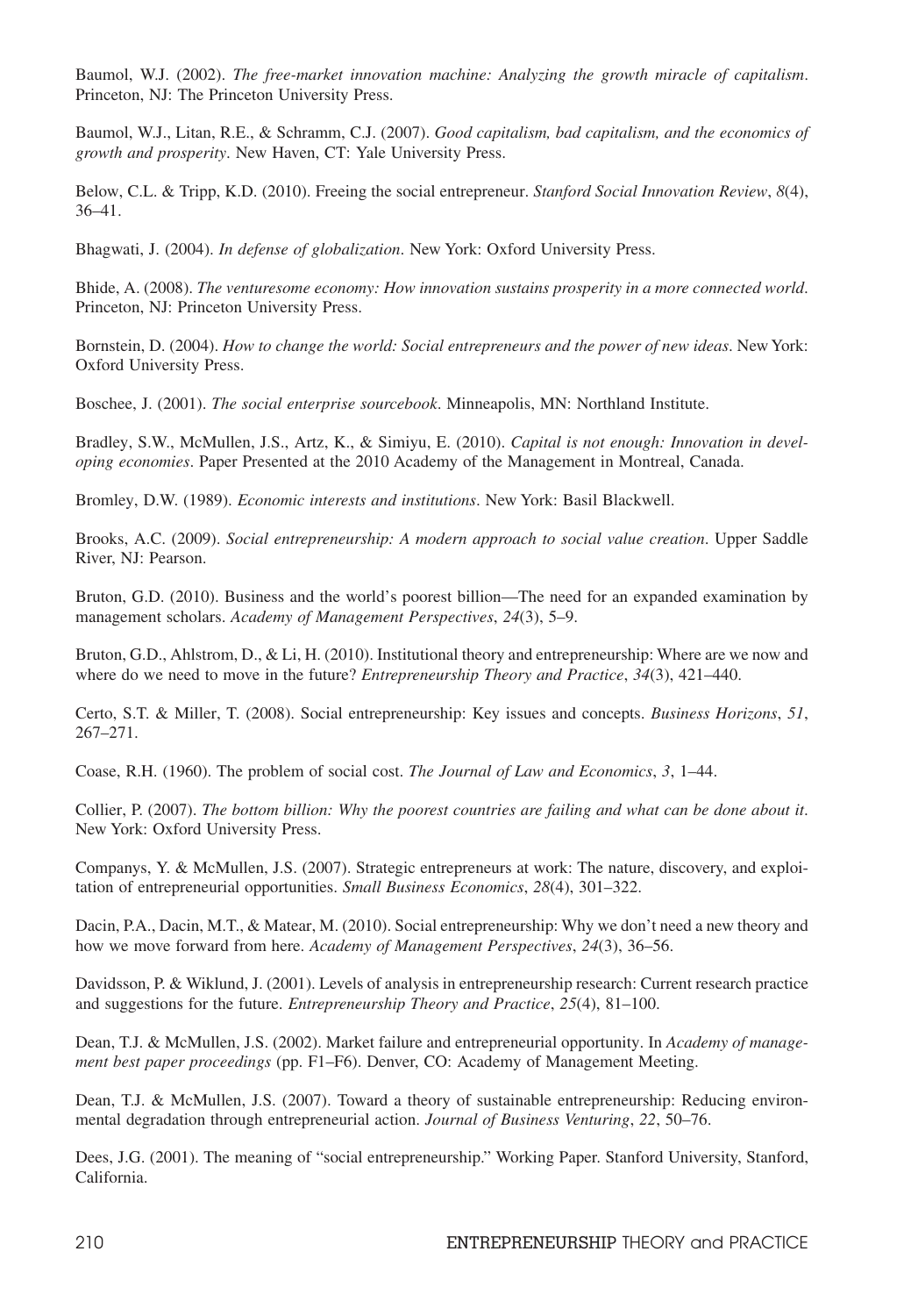Baumol, W.J. (2002). *The free-market innovation machine: Analyzing the growth miracle of capitalism*. Princeton, NJ: The Princeton University Press.

Baumol, W.J., Litan, R.E., & Schramm, C.J. (2007). *Good capitalism, bad capitalism, and the economics of growth and prosperity*. New Haven, CT: Yale University Press.

Below, C.L. & Tripp, K.D. (2010). Freeing the social entrepreneur. *Stanford Social Innovation Review*, *8*(4), 36–41.

Bhagwati, J. (2004). *In defense of globalization*. New York: Oxford University Press.

Bhide, A. (2008). *The venturesome economy: How innovation sustains prosperity in a more connected world*. Princeton, NJ: Princeton University Press.

Bornstein, D. (2004). *How to change the world: Social entrepreneurs and the power of new ideas*. New York: Oxford University Press.

Boschee, J. (2001). *The social enterprise sourcebook*. Minneapolis, MN: Northland Institute.

Bradley, S.W., McMullen, J.S., Artz, K., & Simiyu, E. (2010). *Capital is not enough: Innovation in developing economies*. Paper Presented at the 2010 Academy of the Management in Montreal, Canada.

Bromley, D.W. (1989). *Economic interests and institutions*. New York: Basil Blackwell.

Brooks, A.C. (2009). *Social entrepreneurship: A modern approach to social value creation*. Upper Saddle River, NJ: Pearson.

Bruton, G.D. (2010). Business and the world's poorest billion—The need for an expanded examination by management scholars. *Academy of Management Perspectives*, *24*(3), 5–9.

Bruton, G.D., Ahlstrom, D., & Li, H. (2010). Institutional theory and entrepreneurship: Where are we now and where do we need to move in the future? *Entrepreneurship Theory and Practice*, *34*(3), 421–440.

Certo, S.T. & Miller, T. (2008). Social entrepreneurship: Key issues and concepts. *Business Horizons*, *51*, 267–271.

Coase, R.H. (1960). The problem of social cost. *The Journal of Law and Economics*, *3*, 1–44.

Collier, P. (2007). *The bottom billion: Why the poorest countries are failing and what can be done about it*. New York: Oxford University Press.

Companys, Y. & McMullen, J.S. (2007). Strategic entrepreneurs at work: The nature, discovery, and exploitation of entrepreneurial opportunities. *Small Business Economics*, *28*(4), 301–322.

Dacin, P.A., Dacin, M.T., & Matear, M. (2010). Social entrepreneurship: Why we don't need a new theory and how we move forward from here. *Academy of Management Perspectives*, *24*(3), 36–56.

Davidsson, P. & Wiklund, J. (2001). Levels of analysis in entrepreneurship research: Current research practice and suggestions for the future. *Entrepreneurship Theory and Practice*, *25*(4), 81–100.

Dean, T.J. & McMullen, J.S. (2002). Market failure and entrepreneurial opportunity. In *Academy of management best paper proceedings* (pp. F1–F6). Denver, CO: Academy of Management Meeting.

Dean, T.J. & McMullen, J.S. (2007). Toward a theory of sustainable entrepreneurship: Reducing environmental degradation through entrepreneurial action. *Journal of Business Venturing*, *22*, 50–76.

Dees, J.G. (2001). The meaning of "social entrepreneurship." Working Paper. Stanford University, Stanford, California.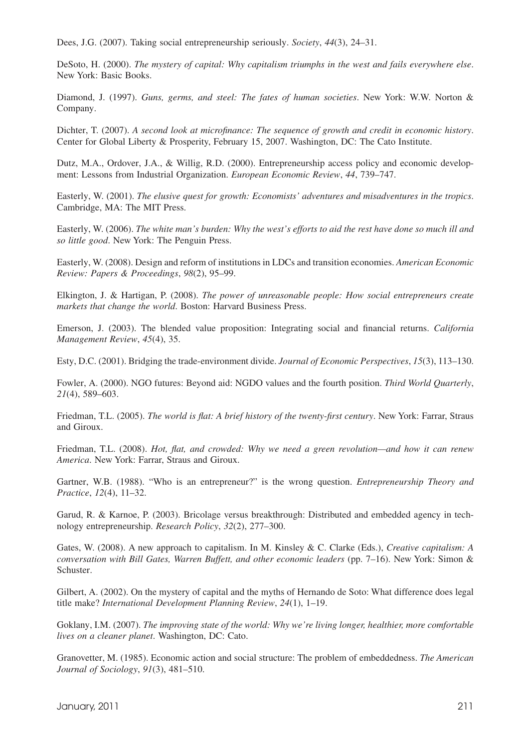Dees, J.G. (2007). Taking social entrepreneurship seriously. *Society*, *44*(3), 24–31.

DeSoto, H. (2000). *The mystery of capital: Why capitalism triumphs in the west and fails everywhere else*. New York: Basic Books.

Diamond, J. (1997). *Guns, germs, and steel: The fates of human societies*. New York: W.W. Norton & Company.

Dichter, T. (2007). *A second look at microfinance: The sequence of growth and credit in economic history*. Center for Global Liberty & Prosperity, February 15, 2007. Washington, DC: The Cato Institute.

Dutz, M.A., Ordover, J.A., & Willig, R.D. (2000). Entrepreneurship access policy and economic development: Lessons from Industrial Organization. *European Economic Review*, *44*, 739–747.

Easterly, W. (2001). *The elusive quest for growth: Economists' adventures and misadventures in the tropics*. Cambridge, MA: The MIT Press.

Easterly, W. (2006). *The white man's burden: Why the west's efforts to aid the rest have done so much ill and so little good*. New York: The Penguin Press.

Easterly, W. (2008). Design and reform of institutions in LDCs and transition economies. *American Economic Review: Papers & Proceedings*, *98*(2), 95–99.

Elkington, J. & Hartigan, P. (2008). *The power of unreasonable people: How social entrepreneurs create markets that change the world*. Boston: Harvard Business Press.

Emerson, J. (2003). The blended value proposition: Integrating social and financial returns. *California Management Review*, *45*(4), 35.

Esty, D.C. (2001). Bridging the trade-environment divide. *Journal of Economic Perspectives*, *15*(3), 113–130.

Fowler, A. (2000). NGO futures: Beyond aid: NGDO values and the fourth position. *Third World Quarterly*, *21*(4), 589–603.

Friedman, T.L. (2005). *The world is flat: A brief history of the twenty-first century*. New York: Farrar, Straus and Giroux.

Friedman, T.L. (2008). *Hot, flat, and crowded: Why we need a green revolution—and how it can renew America*. New York: Farrar, Straus and Giroux.

Gartner, W.B. (1988). "Who is an entrepreneur?" is the wrong question. *Entrepreneurship Theory and Practice*, *12*(4), 11–32.

Garud, R. & Karnoe, P. (2003). Bricolage versus breakthrough: Distributed and embedded agency in technology entrepreneurship. *Research Policy*, *32*(2), 277–300.

Gates, W. (2008). A new approach to capitalism. In M. Kinsley & C. Clarke (Eds.), *Creative capitalism: A conversation with Bill Gates, Warren Buffett, and other economic leaders* (pp. 7–16). New York: Simon & Schuster.

Gilbert, A. (2002). On the mystery of capital and the myths of Hernando de Soto: What difference does legal title make? *International Development Planning Review*, *24*(1), 1–19.

Goklany, I.M. (2007). *The improving state of the world: Why we're living longer, healthier, more comfortable lives on a cleaner planet*. Washington, DC: Cato.

Granovetter, M. (1985). Economic action and social structure: The problem of embeddedness. *The American Journal of Sociology*, *91*(3), 481–510.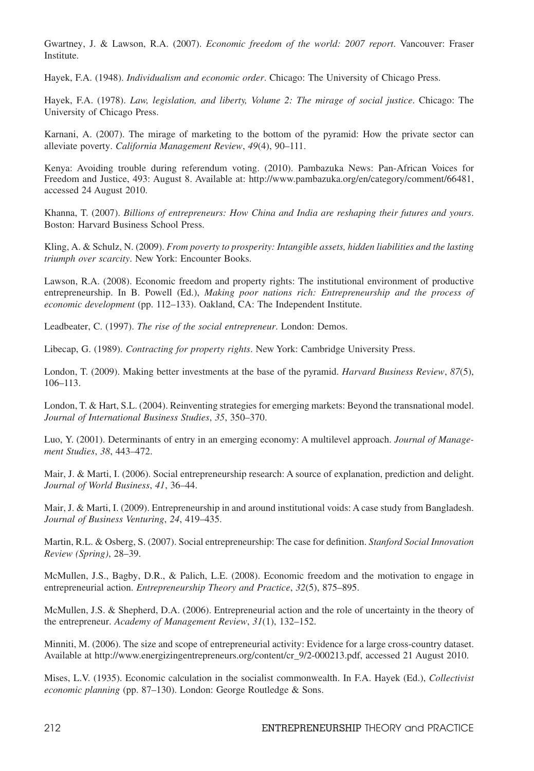Gwartney, J. & Lawson, R.A. (2007). *Economic freedom of the world: 2007 report*. Vancouver: Fraser Institute.

Hayek, F.A. (1948). *Individualism and economic order*. Chicago: The University of Chicago Press.

Hayek, F.A. (1978). *Law, legislation, and liberty, Volume 2: The mirage of social justice*. Chicago: The University of Chicago Press.

Karnani, A. (2007). The mirage of marketing to the bottom of the pyramid: How the private sector can alleviate poverty. *California Management Review*, *49*(4), 90–111.

Kenya: Avoiding trouble during referendum voting. (2010). Pambazuka News: Pan-African Voices for Freedom and Justice, 493: August 8. Available at: http://www.pambazuka.org/en/category/comment/66481, accessed 24 August 2010.

Khanna, T. (2007). *Billions of entrepreneurs: How China and India are reshaping their futures and yours*. Boston: Harvard Business School Press.

Kling, A. & Schulz, N. (2009). *From poverty to prosperity: Intangible assets, hidden liabilities and the lasting triumph over scarcity*. New York: Encounter Books.

Lawson, R.A. (2008). Economic freedom and property rights: The institutional environment of productive entrepreneurship. In B. Powell (Ed.), *Making poor nations rich: Entrepreneurship and the process of economic development* (pp. 112–133). Oakland, CA: The Independent Institute.

Leadbeater, C. (1997). *The rise of the social entrepreneur*. London: Demos.

Libecap, G. (1989). *Contracting for property rights*. New York: Cambridge University Press.

London, T. (2009). Making better investments at the base of the pyramid. *Harvard Business Review*, *87*(5), 106–113.

London, T. & Hart, S.L. (2004). Reinventing strategies for emerging markets: Beyond the transnational model. *Journal of International Business Studies*, *35*, 350–370.

Luo, Y. (2001). Determinants of entry in an emerging economy: A multilevel approach. *Journal of Management Studies*, *38*, 443–472.

Mair, J. & Marti, I. (2006). Social entrepreneurship research: A source of explanation, prediction and delight. *Journal of World Business*, *41*, 36–44.

Mair, J. & Marti, I. (2009). Entrepreneurship in and around institutional voids: A case study from Bangladesh. *Journal of Business Venturing*, *24*, 419–435.

Martin, R.L. & Osberg, S. (2007). Social entrepreneurship: The case for definition. *Stanford Social Innovation Review (Spring)*, 28–39.

McMullen, J.S., Bagby, D.R., & Palich, L.E. (2008). Economic freedom and the motivation to engage in entrepreneurial action. *Entrepreneurship Theory and Practice*, *32*(5), 875–895.

McMullen, J.S. & Shepherd, D.A. (2006). Entrepreneurial action and the role of uncertainty in the theory of the entrepreneur. *Academy of Management Review*, *31*(1), 132–152.

Minniti, M. (2006). The size and scope of entrepreneurial activity: Evidence for a large cross-country dataset. Available at http://www.energizingentrepreneurs.org/content/cr_9/2-000213.pdf, accessed 21 August 2010.

Mises, L.V. (1935). Economic calculation in the socialist commonwealth. In F.A. Hayek (Ed.), *Collectivist economic planning* (pp. 87–130). London: George Routledge & Sons.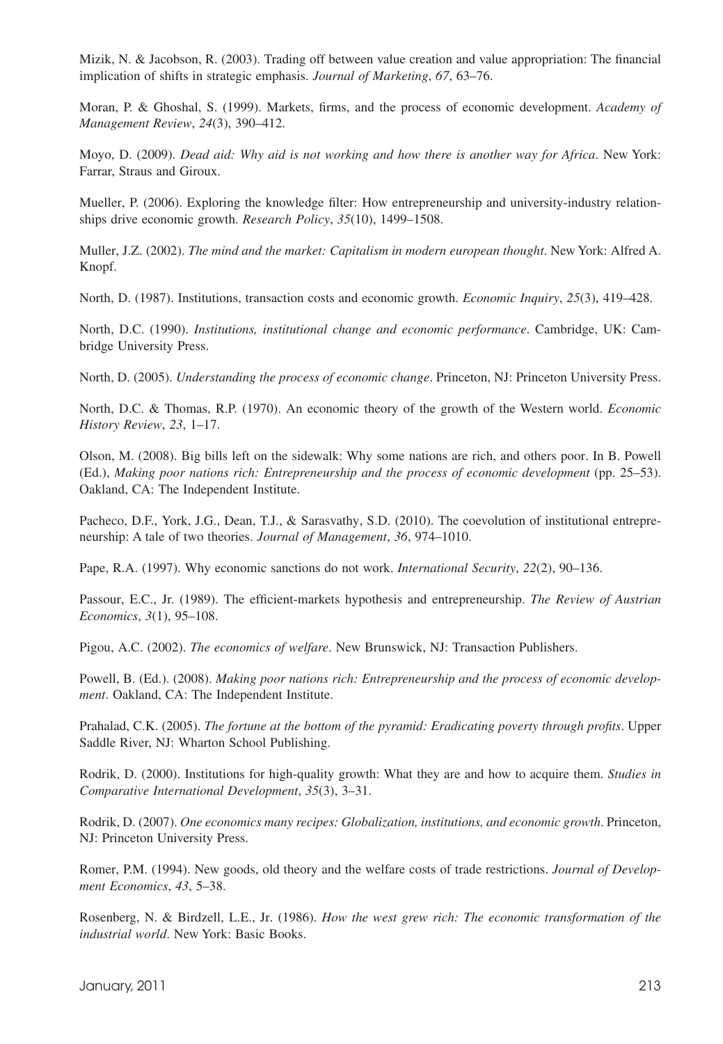Mizik, N. & Jacobson, R. (2003). Trading off between value creation and value appropriation: The financial implication of shifts in strategic emphasis. *Journal of Marketing*, *67*, 63–76.

Moran, P. & Ghoshal, S. (1999). Markets, firms, and the process of economic development. *Academy of Management Review*, *24*(3), 390–412.

Moyo, D. (2009). *Dead aid: Why aid is not working and how there is another way for Africa*. New York: Farrar, Straus and Giroux.

Mueller, P. (2006). Exploring the knowledge filter: How entrepreneurship and university-industry relationships drive economic growth. *Research Policy*, *35*(10), 1499–1508.

Muller, J.Z. (2002). *The mind and the market: Capitalism in modern european thought*. New York: Alfred A. Knopf.

North, D. (1987). Institutions, transaction costs and economic growth. *Economic Inquiry*, *25*(3), 419–428.

North, D.C. (1990). *Institutions, institutional change and economic performance*. Cambridge, UK: Cambridge University Press.

North, D. (2005). *Understanding the process of economic change*. Princeton, NJ: Princeton University Press.

North, D.C. & Thomas, R.P. (1970). An economic theory of the growth of the Western world. *Economic History Review*, *23*, 1–17.

Olson, M. (2008). Big bills left on the sidewalk: Why some nations are rich, and others poor. In B. Powell (Ed.), *Making poor nations rich: Entrepreneurship and the process of economic development* (pp. 25–53). Oakland, CA: The Independent Institute.

Pacheco, D.F., York, J.G., Dean, T.J., & Sarasvathy, S.D. (2010). The coevolution of institutional entrepreneurship: A tale of two theories. *Journal of Management*, *36*, 974–1010.

Pape, R.A. (1997). Why economic sanctions do not work. *International Security*, *22*(2), 90–136.

Passour, E.C., Jr. (1989). The efficient-markets hypothesis and entrepreneurship. *The Review of Austrian Economics*, *3*(1), 95–108.

Pigou, A.C. (2002). *The economics of welfare*. New Brunswick, NJ: Transaction Publishers.

Powell, B. (Ed.). (2008). *Making poor nations rich: Entrepreneurship and the process of economic development*. Oakland, CA: The Independent Institute.

Prahalad, C.K. (2005). *The fortune at the bottom of the pyramid: Eradicating poverty through profits*. Upper Saddle River, NJ: Wharton School Publishing.

Rodrik, D. (2000). Institutions for high-quality growth: What they are and how to acquire them. *Studies in Comparative International Development*, *35*(3), 3–31.

Rodrik, D. (2007). *One economics many recipes: Globalization, institutions, and economic growth*. Princeton, NJ: Princeton University Press.

Romer, P.M. (1994). New goods, old theory and the welfare costs of trade restrictions. *Journal of Development Economics*, *43*, 5–38.

Rosenberg, N. & Birdzell, L.E., Jr. (1986). *How the west grew rich: The economic transformation of the industrial world*. New York: Basic Books.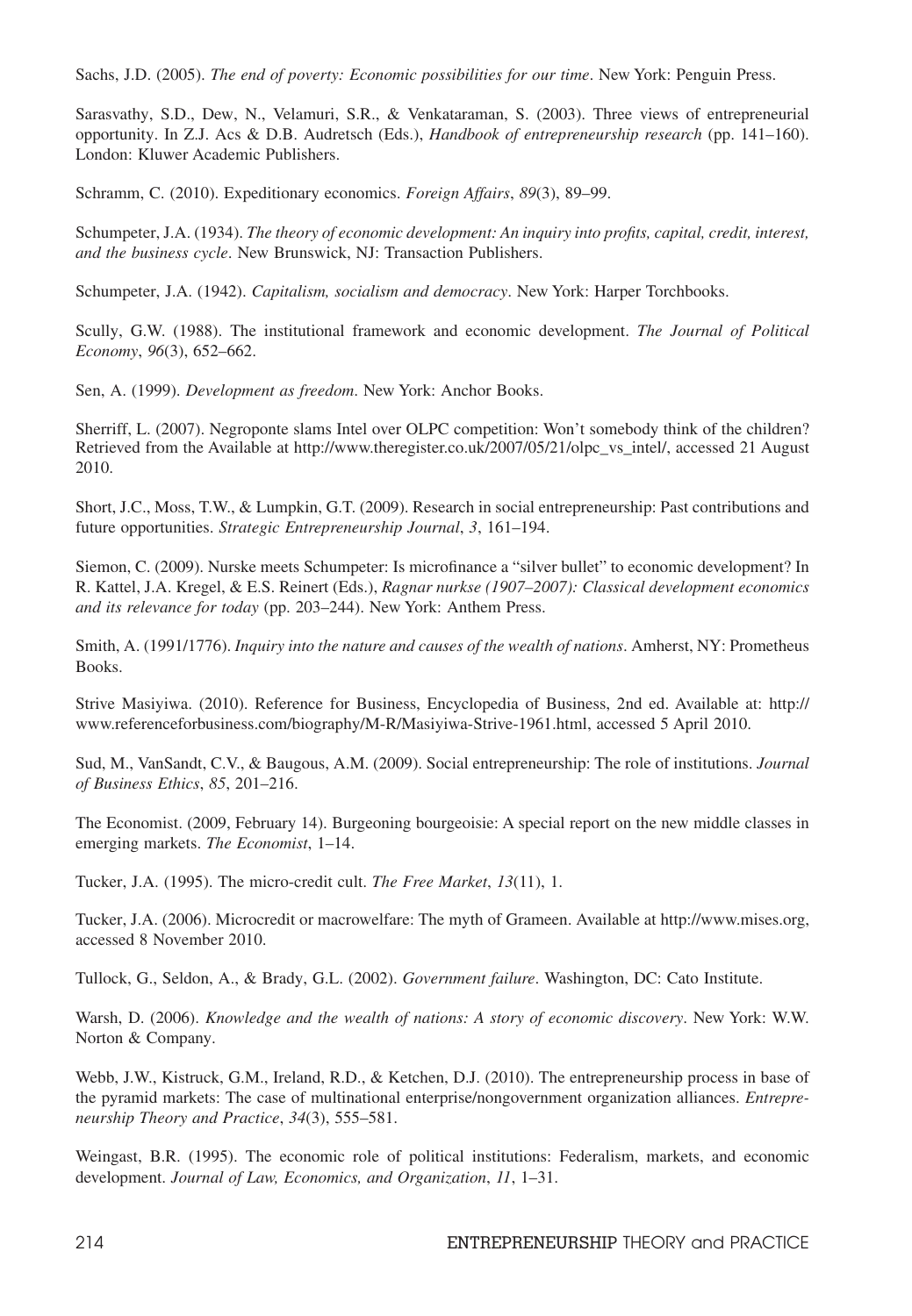Sachs, J.D. (2005). *The end of poverty: Economic possibilities for our time*. New York: Penguin Press.

Sarasvathy, S.D., Dew, N., Velamuri, S.R., & Venkataraman, S. (2003). Three views of entrepreneurial opportunity. In Z.J. Acs & D.B. Audretsch (Eds.), *Handbook of entrepreneurship research* (pp. 141–160). London: Kluwer Academic Publishers.

Schramm, C. (2010). Expeditionary economics. *Foreign Affairs*, *89*(3), 89–99.

Schumpeter, J.A. (1934). *The theory of economic development: An inquiry into profits, capital, credit, interest, and the business cycle*. New Brunswick, NJ: Transaction Publishers.

Schumpeter, J.A. (1942). *Capitalism, socialism and democracy*. New York: Harper Torchbooks.

Scully, G.W. (1988). The institutional framework and economic development. *The Journal of Political Economy*, *96*(3), 652–662.

Sen, A. (1999). *Development as freedom*. New York: Anchor Books.

Sherriff, L. (2007). Negroponte slams Intel over OLPC competition: Won't somebody think of the children? Retrieved from the Available at http://www.theregister.co.uk/2007/05/21/olpc_vs_intel/, accessed 21 August 2010.

Short, J.C., Moss, T.W., & Lumpkin, G.T. (2009). Research in social entrepreneurship: Past contributions and future opportunities. *Strategic Entrepreneurship Journal*, *3*, 161–194.

Siemon, C. (2009). Nurske meets Schumpeter: Is microfinance a "silver bullet" to economic development? In R. Kattel, J.A. Kregel, & E.S. Reinert (Eds.), *Ragnar nurkse (1907–2007): Classical development economics and its relevance for today* (pp. 203–244). New York: Anthem Press.

Smith, A. (1991/1776). *Inquiry into the nature and causes of the wealth of nations*. Amherst, NY: Prometheus Books.

Strive Masiyiwa. (2010). Reference for Business, Encyclopedia of Business, 2nd ed. Available at: http://www.referenceforbusiness.com/biography/M-R/Masiyiwa-Strive-1961.html, accessed 5 April 2010.

Sud, M., VanSandt, C.V., & Baugous, A.M. (2009). Social entrepreneurship: The role of institutions. *Journal of Business Ethics*, *85*, 201–216.

The Economist. (2009, February 14). Burgeoning bourgeoisie: A special report on the new middle classes in emerging markets. *The Economist*, 1–14.

Tucker, J.A. (1995). The micro-credit cult. *The Free Market*, *13*(11), 1.

Tucker, J.A. (2006). Microcredit or macrowelfare: The myth of Grameen. Available at http://www.mises.org, accessed 8 November 2010.

Tullock, G., Seldon, A., & Brady, G.L. (2002). *Government failure*. Washington, DC: Cato Institute.

Warsh, D. (2006). *Knowledge and the wealth of nations: A story of economic discovery*. New York: W.W. Norton & Company.

Webb, J.W., Kistruck, G.M., Ireland, R.D., & Ketchen, D.J. (2010). The entrepreneurship process in base of the pyramid markets: The case of multinational enterprise/nongovernment organization alliances. *Entrepreneurship Theory and Practice*, *34*(3), 555–581.

Weingast, B.R. (1995). The economic role of political institutions: Federalism, markets, and economic development. *Journal of Law, Economics, and Organization*, *11*, 1–31.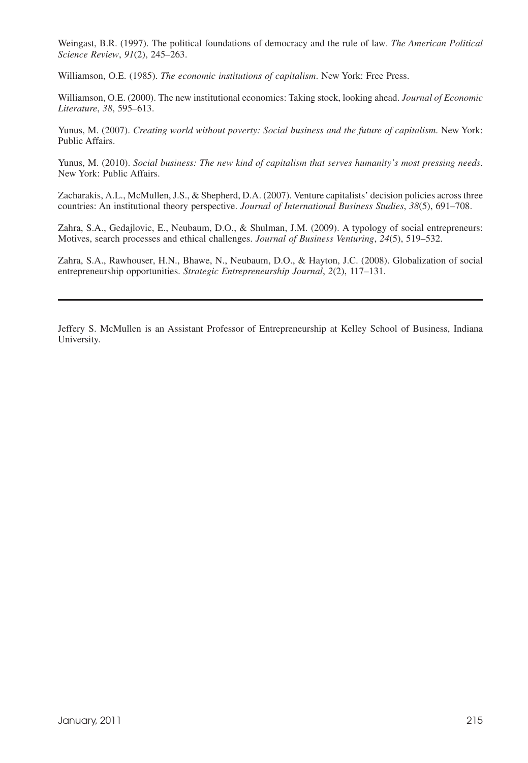Weingast, B.R. (1997). The political foundations of democracy and the rule of law. *The American Political Science Review*, *91*(2), 245–263.

Williamson, O.E. (1985). *The economic institutions of capitalism*. New York: Free Press.

Williamson, O.E. (2000). The new institutional economics: Taking stock, looking ahead. *Journal of Economic Literature*, *38*, 595–613.

Yunus, M. (2007). *Creating world without poverty: Social business and the future of capitalism*. New York: Public Affairs.

Yunus, M. (2010). *Social business: The new kind of capitalism that serves humanity's most pressing needs*. New York: Public Affairs.

Zacharakis, A.L., McMullen, J.S., & Shepherd, D.A. (2007). Venture capitalists' decision policies across three countries: An institutional theory perspective. *Journal of International Business Studies*, *38*(5), 691–708.

Zahra, S.A., Gedajlovic, E., Neubaum, D.O., & Shulman, J.M. (2009). A typology of social entrepreneurs: Motives, search processes and ethical challenges. *Journal of Business Venturing*, *24*(5), 519–532.

Zahra, S.A., Rawhouser, H.N., Bhawe, N., Neubaum, D.O., & Hayton, J.C. (2008). Globalization of social entrepreneurship opportunities. *Strategic Entrepreneurship Journal*, *2*(2), 117–131.

---

Jeffery S. McMullen is an Assistant Professor of Entrepreneurship at Kelley School of Business, Indiana University.